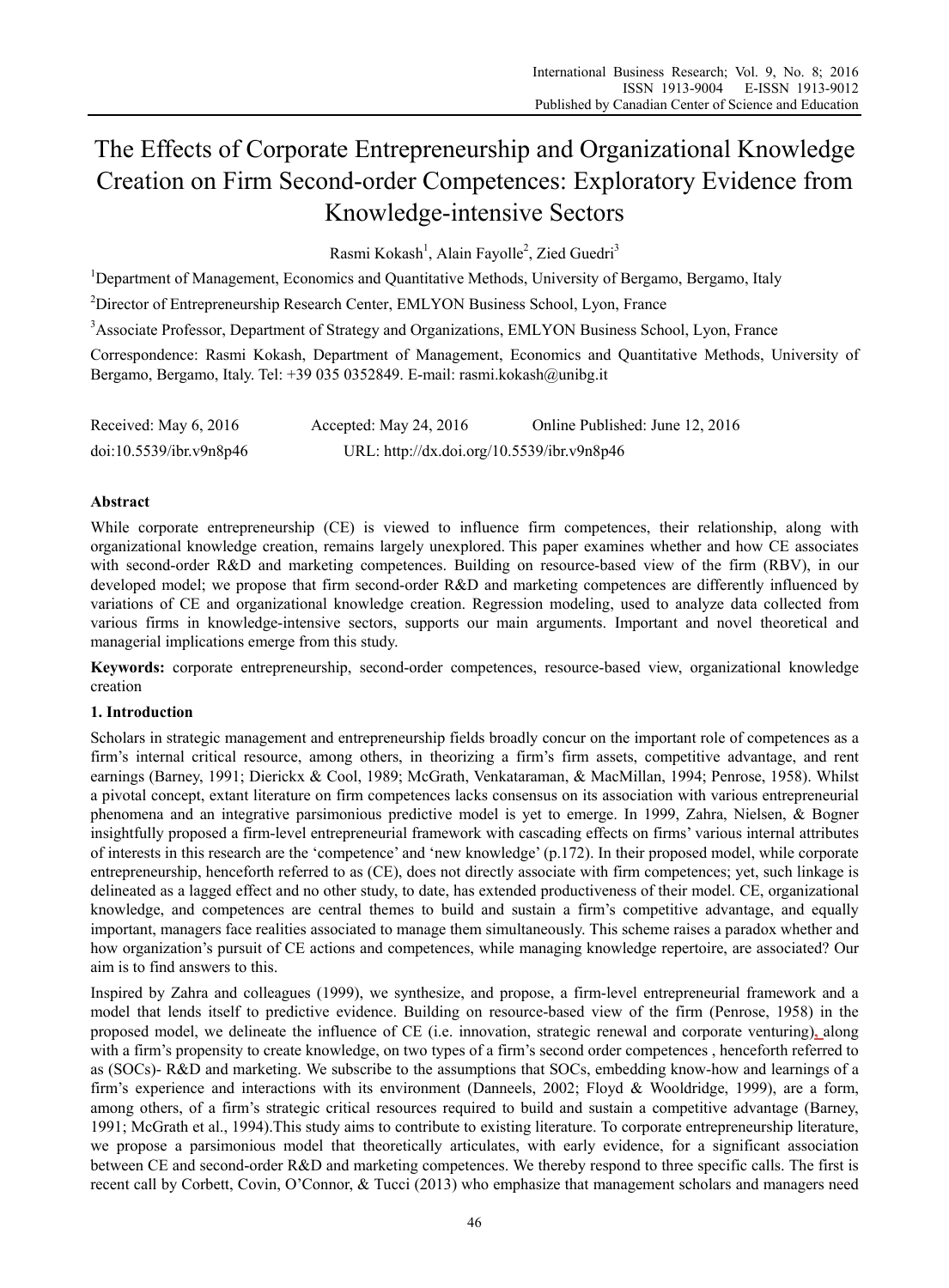# The Effects of Corporate Entrepreneurship and Organizational Knowledge Creation on Firm Second-order Competences: Exploratory Evidence from Knowledge-intensive Sectors

Rasmi Kokash[1], Alain Fayolle[2], Zied Guedri[3]

[1]Department of Management, Economics and Quantitative Methods, University of Bergamo, Bergamo, Italy

[2]Director of Entrepreneurship Research Center, EMLYON Business School, Lyon, France

[3]Associate Professor, Department of Strategy and Organizations, EMLYON Business School, Lyon, France

Correspondence: Rasmi Kokash, Department of Management, Economics and Quantitative Methods, University of Bergamo, Bergamo, Italy. Tel: +39 035 0352849. E-mail: rasmi.kokash@unibg.it

Received: May 6, 2016 Accepted: May 24, 2016 Online Published: June 12, 2016

doi:10.5539/ibr.v9n8p46 URL: http://dx.doi.org/10.5539/ibr.v9n8p46

## Abstract

While corporate entrepreneurship (CE) is viewed to influence firm competences, their relationship, along with organizational knowledge creation, remains largely unexplored. This paper examines whether and how CE associates with second-order R&D and marketing competences. Building on resource-based view of the firm (RBV), in our developed model; we propose that firm second-order R&D and marketing competences are differently influenced by variations of CE and organizational knowledge creation. Regression modeling, used to analyze data collected from various firms in knowledge-intensive sectors, supports our main arguments. Important and novel theoretical and managerial implications emerge from this study.

**Keywords:** corporate entrepreneurship, second-order competences, resource-based view, organizational knowledge creation

## 1. Introduction

Scholars in strategic management and entrepreneurship fields broadly concur on the important role of competences as a firm's internal critical resource, among others, in theorizing a firm's firm assets, competitive advantage, and rent earnings (Barney, 1991; Dierickx & Cool, 1989; McGrath, Venkataraman, & MacMillan, 1994; Penrose, 1958). Whilst a pivotal concept, extant literature on firm competences lacks consensus on its association with various entrepreneurial phenomena and an integrative parsimonious predictive model is yet to emerge. In 1999, Zahra, Nielsen, & Bogner insightfully proposed a firm-level entrepreneurial framework with cascading effects on firms' various internal attributes of interests in this research are the 'competence' and 'new knowledge' (p.172). In their proposed model, while corporate entrepreneurship, henceforth referred to as (CE), does not directly associate with firm competences; yet, such linkage is delineated as a lagged effect and no other study, to date, has extended productiveness of their model. CE, organizational knowledge, and competences are central themes to build and sustain a firm's competitive advantage, and equally important, managers face realities associated to manage them simultaneously. This scheme raises a paradox whether and how organization's pursuit of CE actions and competences, while managing knowledge repertoire, are associated? Our aim is to find answers to this.

Inspired by Zahra and colleagues (1999), we synthesize, and propose, a firm-level entrepreneurial framework and a model that lends itself to predictive evidence. Building on resource-based view of the firm (Penrose, 1958) in the proposed model, we delineate the influence of CE (i.e. innovation, strategic renewal and corporate venturing), along with a firm's propensity to create knowledge, on two types of a firm's second order competences , henceforth referred to as (SOCs)- R&D and marketing. We subscribe to the assumptions that SOCs, embedding know-how and learnings of a firm's experience and interactions with its environment (Danneels, 2002; Floyd & Wooldridge, 1999), are a form, among others, of a firm's strategic critical resources required to build and sustain a competitive advantage (Barney, 1991; McGrath et al., 1994).This study aims to contribute to existing literature. To corporate entrepreneurship literature, we propose a parsimonious model that theoretically articulates, with early evidence, for a significant association between CE and second-order R&D and marketing competences. We thereby respond to three specific calls. The first is recent call by Corbett, Covin, O'Connor, & Tucci (2013) who emphasize that management scholars and managers need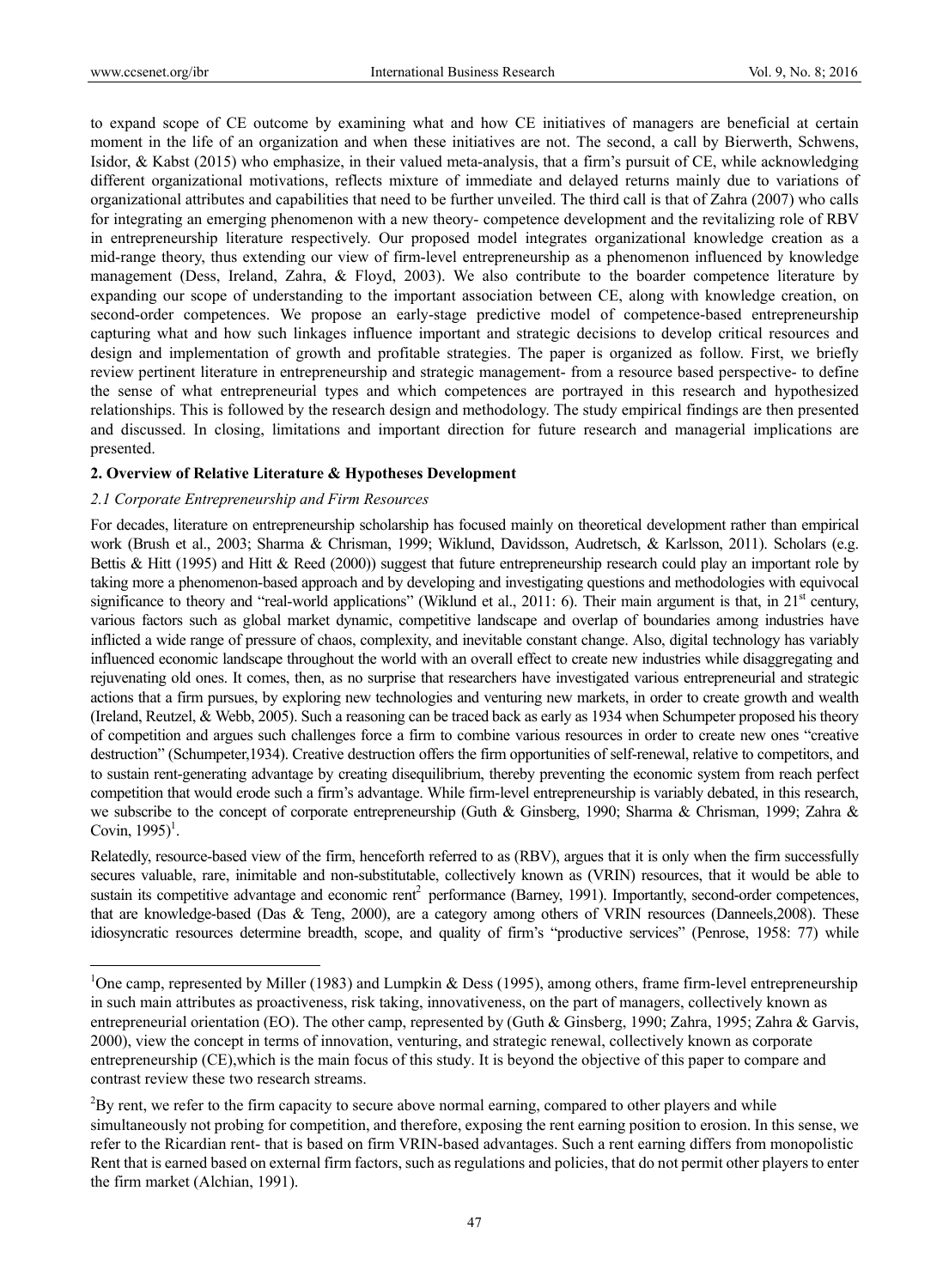to expand scope of CE outcome by examining what and how CE initiatives of managers are beneficial at certain moment in the life of an organization and when these initiatives are not. The second, a call by Bierwerth, Schwens, Isidor, & Kabst (2015) who emphasize, in their valued meta-analysis, that a firm's pursuit of CE, while acknowledging different organizational motivations, reflects mixture of immediate and delayed returns mainly due to variations of organizational attributes and capabilities that need to be further unveiled. The third call is that of Zahra (2007) who calls for integrating an emerging phenomenon with a new theory- competence development and the revitalizing role of RBV in entrepreneurship literature respectively. Our proposed model integrates organizational knowledge creation as a mid-range theory, thus extending our view of firm-level entrepreneurship as a phenomenon influenced by knowledge management (Dess, Ireland, Zahra, & Floyd, 2003). We also contribute to the boarder competence literature by expanding our scope of understanding to the important association between CE, along with knowledge creation, on second-order competences. We propose an early-stage predictive model of competence-based entrepreneurship capturing what and how such linkages influence important and strategic decisions to develop critical resources and design and implementation of growth and profitable strategies. The paper is organized as follow. First, we briefly review pertinent literature in entrepreneurship and strategic management- from a resource based perspective- to define the sense of what entrepreneurial types and which competences are portrayed in this research and hypothesized relationships. This is followed by the research design and methodology. The study empirical findings are then presented and discussed. In closing, limitations and important direction for future research and managerial implications are presented.

## 2. Overview of Relative Literature & Hypotheses Development

### 2.1 Corporate Entrepreneurship and Firm Resources

For decades, literature on entrepreneurship scholarship has focused mainly on theoretical development rather than empirical work (Brush et al., 2003; Sharma & Chrisman, 1999; Wiklund, Davidsson, Audretsch, & Karlsson, 2011). Scholars (e.g. Bettis & Hitt (1995) and Hitt & Reed (2000)) suggest that future entrepreneurship research could play an important role by taking more a phenomenon-based approach and by developing and investigating questions and methodologies with equivocal significance to theory and "real-world applications" (Wiklund et al., 2011: 6). Their main argument is that, in 21st century, various factors such as global market dynamic, competitive landscape and overlap of boundaries among industries have inflicted a wide range of pressure of chaos, complexity, and inevitable constant change. Also, digital technology has variably influenced economic landscape throughout the world with an overall effect to create new industries while disaggregating and rejuvenating old ones. It comes, then, as no surprise that researchers have investigated various entrepreneurial and strategic actions that a firm pursues, by exploring new technologies and venturing new markets, in order to create growth and wealth (Ireland, Reutzel, & Webb, 2005). Such a reasoning can be traced back as early as 1934 when Schumpeter proposed his theory of competition and argues such challenges force a firm to combine various resources in order to create new ones "creative destruction" (Schumpeter,1934). Creative destruction offers the firm opportunities of self-renewal, relative to competitors, and to sustain rent-generating advantage by creating disequilibrium, thereby preventing the economic system from reach perfect competition that would erode such a firm's advantage. While firm-level entrepreneurship is variably debated, in this research, we subscribe to the concept of corporate entrepreneurship (Guth & Ginsberg, 1990; Sharma & Chrisman, 1999; Zahra & Covin, 1995)[1].

Relatedly, resource-based view of the firm, henceforth referred to as (RBV), argues that it is only when the firm successfully secures valuable, rare, inimitable and non-substitutable, collectively known as (VRIN) resources, that it would be able to sustain its competitive advantage and economic rent[2] performance (Barney, 1991). Importantly, second-order competences, that are knowledge-based (Das & Teng, 2000), are a category among others of VRIN resources (Danneels,2008). These idiosyncratic resources determine breadth, scope, and quality of firm's "productive services" (Penrose, 1958: 77) while

---

[1]One camp, represented by Miller (1983) and Lumpkin & Dess (1995), among others, frame firm-level entrepreneurship in such main attributes as proactiveness, risk taking, innovativeness, on the part of managers, collectively known as entrepreneurial orientation (EO). The other camp, represented by (Guth & Ginsberg, 1990; Zahra, 1995; Zahra & Garvis, 2000), view the concept in terms of innovation, venturing, and strategic renewal, collectively known as corporate entrepreneurship (CE),which is the main focus of this study. It is beyond the objective of this paper to compare and contrast review these two research streams.

[2]By rent, we refer to the firm capacity to secure above normal earning, compared to other players and while simultaneously not probing for competition, and therefore, exposing the rent earning position to erosion. In this sense, we refer to the Ricardian rent- that is based on firm VRIN-based advantages. Such a rent earning differs from monopolistic Rent that is earned based on external firm factors, such as regulations and policies, that do not permit other players to enter the firm market (Alchian, 1991).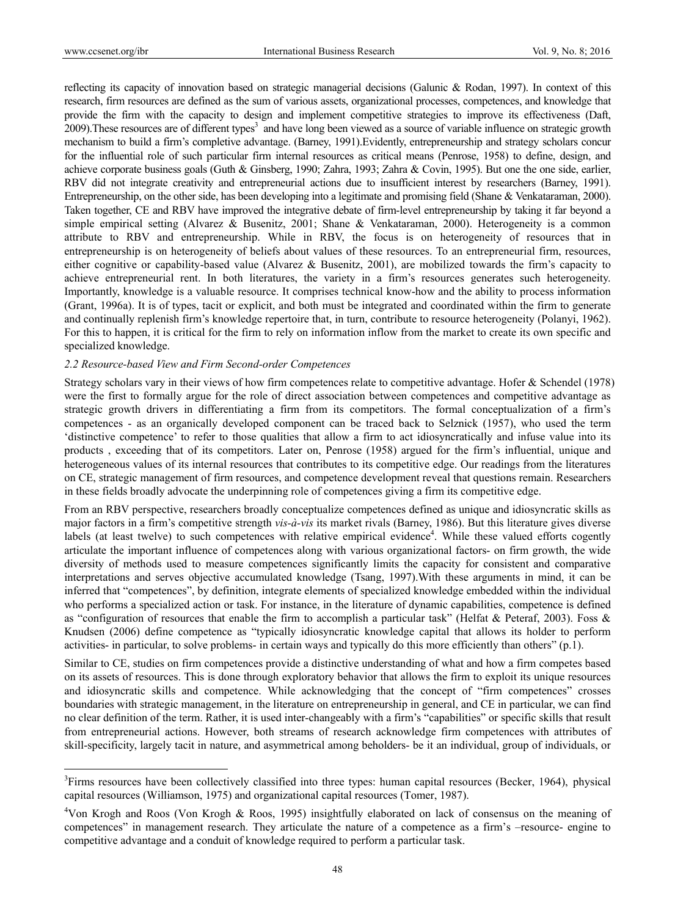reflecting its capacity of innovation based on strategic managerial decisions (Galunic & Rodan, 1997). In context of this research, firm resources are defined as the sum of various assets, organizational processes, competences, and knowledge that provide the firm with the capacity to design and implement competitive strategies to improve its effectiveness (Daft, 2009).These resources are of different types[3] and have long been viewed as a source of variable influence on strategic growth mechanism to build a firm's completive advantage. (Barney, 1991).Evidently, entrepreneurship and strategy scholars concur for the influential role of such particular firm internal resources as critical means (Penrose, 1958) to define, design, and achieve corporate business goals (Guth & Ginsberg, 1990; Zahra, 1993; Zahra & Covin, 1995). But one the one side, earlier, RBV did not integrate creativity and entrepreneurial actions due to insufficient interest by researchers (Barney, 1991). Entrepreneurship, on the other side, has been developing into a legitimate and promising field (Shane & Venkataraman, 2000). Taken together, CE and RBV have improved the integrative debate of firm-level entrepreneurship by taking it far beyond a simple empirical setting (Alvarez & Busenitz, 2001; Shane & Venkataraman, 2000). Heterogeneity is a common attribute to RBV and entrepreneurship. While in RBV, the focus is on heterogeneity of resources that in entrepreneurship is on heterogeneity of beliefs about values of these resources. To an entrepreneurial firm, resources, either cognitive or capability-based value (Alvarez & Busenitz, 2001), are mobilized towards the firm's capacity to achieve entrepreneurial rent. In both literatures, the variety in a firm's resources generates such heterogeneity. Importantly, knowledge is a valuable resource. It comprises technical know-how and the ability to process information (Grant, 1996a). It is of types, tacit or explicit, and both must be integrated and coordinated within the firm to generate and continually replenish firm's knowledge repertoire that, in turn, contribute to resource heterogeneity (Polanyi, 1962). For this to happen, it is critical for the firm to rely on information inflow from the market to create its own specific and specialized knowledge.

### *2.2 Resource-based View and Firm Second-order Competences*

Strategy scholars vary in their views of how firm competences relate to competitive advantage. Hofer & Schendel (1978) were the first to formally argue for the role of direct association between competences and competitive advantage as strategic growth drivers in differentiating a firm from its competitors. The formal conceptualization of a firm's competences - as an organically developed component can be traced back to Selznick (1957), who used the term 'distinctive competence' to refer to those qualities that allow a firm to act idiosyncratically and infuse value into its products , exceeding that of its competitors. Later on, Penrose (1958) argued for the firm's influential, unique and heterogeneous values of its internal resources that contributes to its competitive edge. Our readings from the literatures on CE, strategic management of firm resources, and competence development reveal that questions remain. Researchers in these fields broadly advocate the underpinning role of competences giving a firm its competitive edge.

From an RBV perspective, researchers broadly conceptualize competences defined as unique and idiosyncratic skills as major factors in a firm's competitive strength *vis-à-vis* its market rivals (Barney, 1986). But this literature gives diverse labels (at least twelve) to such competences with relative empirical evidence[4]. While these valued efforts cogently articulate the important influence of competences along with various organizational factors- on firm growth, the wide diversity of methods used to measure competences significantly limits the capacity for consistent and comparative interpretations and serves objective accumulated knowledge (Tsang, 1997).With these arguments in mind, it can be inferred that "competences", by definition, integrate elements of specialized knowledge embedded within the individual who performs a specialized action or task. For instance, in the literature of dynamic capabilities, competence is defined as "configuration of resources that enable the firm to accomplish a particular task" (Helfat & Peteraf, 2003). Foss & Knudsen (2006) define competence as "typically idiosyncratic knowledge capital that allows its holder to perform activities- in particular, to solve problems- in certain ways and typically do this more efficiently than others" (p.1).

Similar to CE, studies on firm competences provide a distinctive understanding of what and how a firm competes based on its assets of resources. This is done through exploratory behavior that allows the firm to exploit its unique resources and idiosyncratic skills and competence. While acknowledging that the concept of "firm competences" crosses boundaries with strategic management, in the literature on entrepreneurship in general, and CE in particular, we can find no clear definition of the term. Rather, it is used inter-changeably with a firm's "capabilities" or specific skills that result from entrepreneurial actions. However, both streams of research acknowledge firm competences with attributes of skill-specificity, largely tacit in nature, and asymmetrical among beholders- be it an individual, group of individuals, or

---

[3]Firms resources have been collectively classified into three types: human capital resources (Becker, 1964), physical capital resources (Williamson, 1975) and organizational capital resources (Tomer, 1987).

[4]Von Krogh and Roos (Von Krogh & Roos, 1995) insightfully elaborated on lack of consensus on the meaning of competences" in management research. They articulate the nature of a competence as a firm's –resource- engine to competitive advantage and a conduit of knowledge required to perform a particular task.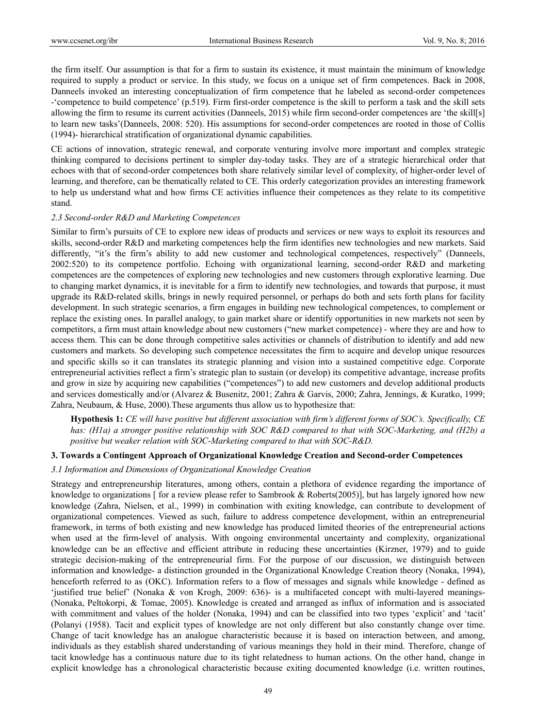the firm itself. Our assumption is that for a firm to sustain its existence, it must maintain the minimum of knowledge required to supply a product or service. In this study, we focus on a unique set of firm competences. Back in 2008, Danneels invoked an interesting conceptualization of firm competence that he labeled as second-order competences -'competence to build competence' (p.519). Firm first-order competence is the skill to perform a task and the skill sets allowing the firm to resume its current activities (Danneels, 2015) while firm second-order competences are 'the skill[s] to learn new tasks'(Danneels, 2008: 520). His assumptions for second-order competences are rooted in those of Collis (1994)- hierarchical stratification of organizational dynamic capabilities.

CE actions of innovation, strategic renewal, and corporate venturing involve more important and complex strategic thinking compared to decisions pertinent to simpler day-today tasks. They are of a strategic hierarchical order that echoes with that of second-order competences both share relatively similar level of complexity, of higher-order level of learning, and therefore, can be thematically related to CE. This orderly categorization provides an interesting framework to help us understand what and how firms CE activities influence their competences as they relate to its competitive stand.

### 2.3 Second-order R&D and Marketing Competences

Similar to firm's pursuits of CE to explore new ideas of products and services or new ways to exploit its resources and skills, second-order R&D and marketing competences help the firm identifies new technologies and new markets. Said differently, "it's the firm's ability to add new customer and technological competences, respectively" (Danneels, 2002:520) to its competence portfolio. Echoing with organizational learning, second-order R&D and marketing competences are the competences of exploring new technologies and new customers through explorative learning. Due to changing market dynamics, it is inevitable for a firm to identify new technologies, and towards that purpose, it must upgrade its R&D-related skills, brings in newly required personnel, or perhaps do both and sets forth plans for facility development. In such strategic scenarios, a firm engages in building new technological competences, to complement or replace the existing ones. In parallel analogy, to gain market share or identify opportunities in new markets not seen by competitors, a firm must attain knowledge about new customers ("new market competence) - where they are and how to access them. This can be done through competitive sales activities or channels of distribution to identify and add new customers and markets. So developing such competence necessitates the firm to acquire and develop unique resources and specific skills so it can translates its strategic planning and vision into a sustained competitive edge. Corporate entrepreneurial activities reflect a firm's strategic plan to sustain (or develop) its competitive advantage, increase profits and grow in size by acquiring new capabilities ("competences") to add new customers and develop additional products and services domestically and/or (Alvarez & Busenitz, 2001; Zahra & Garvis, 2000; Zahra, Jennings, & Kuratko, 1999; Zahra, Neubaum, & Huse, 2000).These arguments thus allow us to hypothesize that:

> **Hypothesis 1:** *CE will have positive but different association with firm's different forms of SOC's. Specifically, CE has: (H1a) a stronger positive relationship with SOC R&D compared to that with SOC-Marketing, and (H2b) a positive but weaker relation with SOC-Marketing compared to that with SOC-R&D.*

## 3. Towards a Contingent Approach of Organizational Knowledge Creation and Second-order Competences

### 3.1 Information and Dimensions of Organizational Knowledge Creation

Strategy and entrepreneurship literatures, among others, contain a plethora of evidence regarding the importance of knowledge to organizations [ for a review please refer to Sambrook & Roberts(2005)], but has largely ignored how new knowledge (Zahra, Nielsen, et al., 1999) in combination with exiting knowledge, can contribute to development of organizational competences. Viewed as such, failure to address competence development, within an entrepreneurial framework, in terms of both existing and new knowledge has produced limited theories of the entrepreneurial actions when used at the firm-level of analysis. With ongoing environmental uncertainty and complexity, organizational knowledge can be an effective and efficient attribute in reducing these uncertainties (Kirzner, 1979) and to guide strategic decision-making of the entrepreneurial firm. For the purpose of our discussion, we distinguish between information and knowledge- a distinction grounded in the Organizational Knowledge Creation theory (Nonaka, 1994), henceforth referred to as (OKC). Information refers to a flow of messages and signals while knowledge - defined as 'justified true belief' (Nonaka & von Krogh, 2009: 636)- is a multifaceted concept with multi-layered meanings- (Nonaka, Peltokorpi, & Tomae, 2005). Knowledge is created and arranged as influx of information and is associated with commitment and values of the holder (Nonaka, 1994) and can be classified into two types 'explicit' and 'tacit' (Polanyi (1958). Tacit and explicit types of knowledge are not only different but also constantly change over time. Change of tacit knowledge has an analogue characteristic because it is based on interaction between, and among, individuals as they establish shared understanding of various meanings they hold in their mind. Therefore, change of tacit knowledge has a continuous nature due to its tight relatedness to human actions. On the other hand, change in explicit knowledge has a chronological characteristic because exiting documented knowledge (i.e. written routines,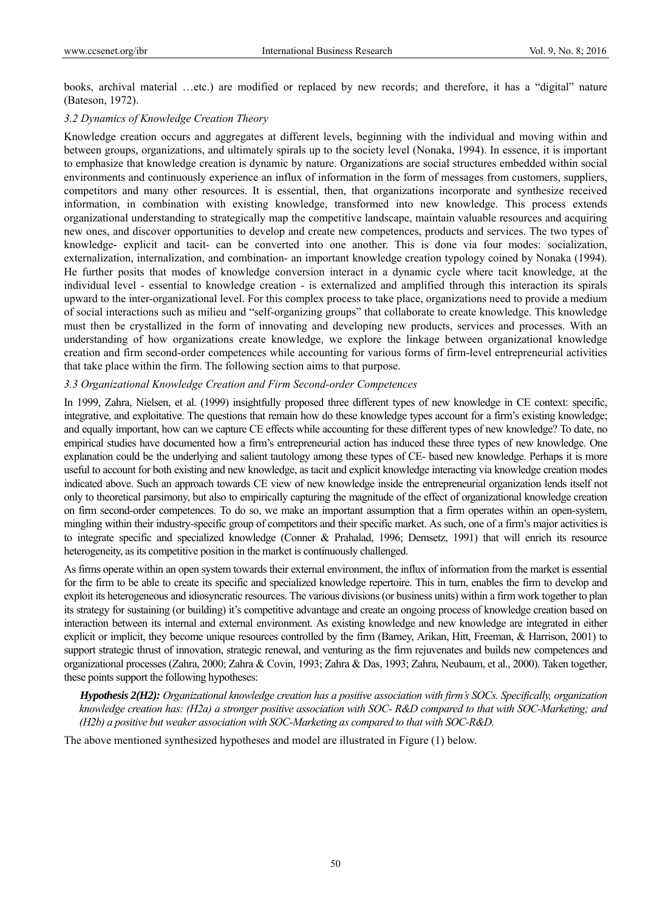books, archival material …etc.) are modified or replaced by new records; and therefore, it has a "digital" nature (Bateson, 1972).

### *3.2 Dynamics of Knowledge Creation Theory*

Knowledge creation occurs and aggregates at different levels, beginning with the individual and moving within and between groups, organizations, and ultimately spirals up to the society level (Nonaka, 1994). In essence, it is important to emphasize that knowledge creation is dynamic by nature. Organizations are social structures embedded within social environments and continuously experience an influx of information in the form of messages from customers, suppliers, competitors and many other resources. It is essential, then, that organizations incorporate and synthesize received information, in combination with existing knowledge, transformed into new knowledge. This process extends organizational understanding to strategically map the competitive landscape, maintain valuable resources and acquiring new ones, and discover opportunities to develop and create new competences, products and services. The two types of knowledge- explicit and tacit- can be converted into one another. This is done via four modes: socialization, externalization, internalization, and combination- an important knowledge creation typology coined by Nonaka (1994). He further posits that modes of knowledge conversion interact in a dynamic cycle where tacit knowledge, at the individual level - essential to knowledge creation - is externalized and amplified through this interaction its spirals upward to the inter-organizational level. For this complex process to take place, organizations need to provide a medium of social interactions such as milieu and "self-organizing groups" that collaborate to create knowledge. This knowledge must then be crystallized in the form of innovating and developing new products, services and processes. With an understanding of how organizations create knowledge, we explore the linkage between organizational knowledge creation and firm second-order competences while accounting for various forms of firm-level entrepreneurial activities that take place within the firm. The following section aims to that purpose.

### *3.3 Organizational Knowledge Creation and Firm Second-order Competences*

In 1999, Zahra, Nielsen, et al. (1999) insightfully proposed three different types of new knowledge in CE context: specific, integrative, and exploitative. The questions that remain how do these knowledge types account for a firm's existing knowledge; and equally important, how can we capture CE effects while accounting for these different types of new knowledge? To date, no empirical studies have documented how a firm's entrepreneurial action has induced these three types of new knowledge. One explanation could be the underlying and salient tautology among these types of CE- based new knowledge. Perhaps it is more useful to account for both existing and new knowledge, as tacit and explicit knowledge interacting via knowledge creation modes indicated above. Such an approach towards CE view of new knowledge inside the entrepreneurial organization lends itself not only to theoretical parsimony, but also to empirically capturing the magnitude of the effect of organizational knowledge creation on firm second-order competences. To do so, we make an important assumption that a firm operates within an open-system, mingling within their industry-specific group of competitors and their specific market. As such, one of a firm's major activities is to integrate specific and specialized knowledge (Conner & Prahalad, 1996; Demsetz, 1991) that will enrich its resource heterogeneity, as its competitive position in the market is continuously challenged.

As firms operate within an open system towards their external environment, the influx of information from the market is essential for the firm to be able to create its specific and specialized knowledge repertoire. This in turn, enables the firm to develop and exploit its heterogeneous and idiosyncratic resources. The various divisions (or business units) within a firm work together to plan its strategy for sustaining (or building) it's competitive advantage and create an ongoing process of knowledge creation based on interaction between its internal and external environment. As existing knowledge and new knowledge are integrated in either explicit or implicit, they become unique resources controlled by the firm (Barney, Arikan, Hitt, Freeman, & Harrison, 2001) to support strategic thrust of innovation, strategic renewal, and venturing as the firm rejuvenates and builds new competences and organizational processes (Zahra, 2000; Zahra & Covin, 1993; Zahra & Das, 1993; Zahra, Neubaum, et al., 2000). Taken together, these points support the following hypotheses:

> ***Hypothesis 2(H2):*** *Organizational knowledge creation has a positive association with firm's SOCs. Specifically, organization knowledge creation has: (H2a) a stronger positive association with SOC- R&D compared to that with SOC-Marketing; and (H2b) a positive but weaker association with SOC-Marketing as compared to that with SOC-R&D.*

The above mentioned synthesized hypotheses and model are illustrated in Figure (1) below.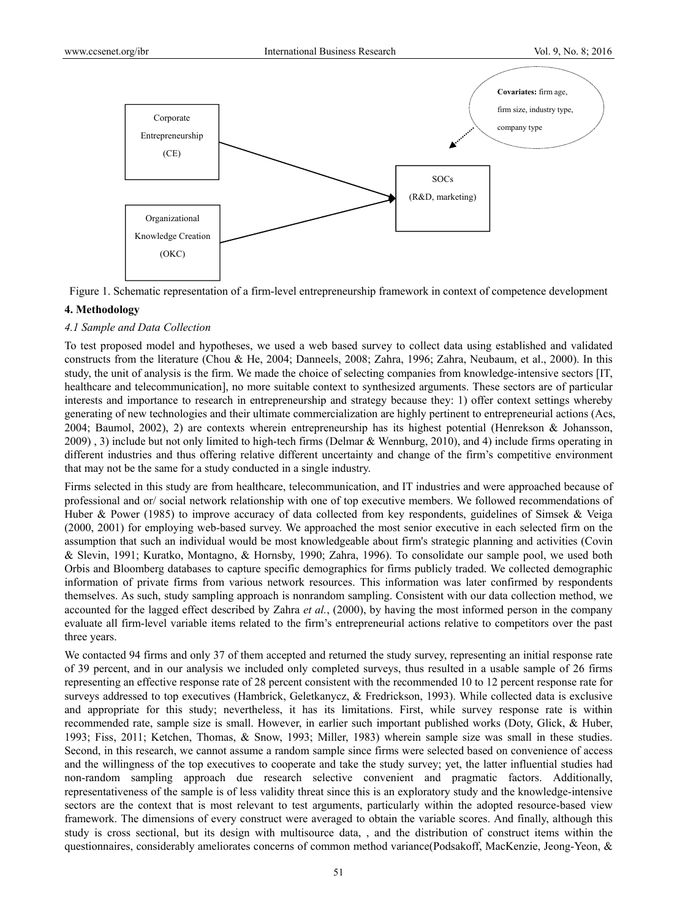Corporate Entrepreneurship (CE)

Organizational Knowledge Creation (OKC)

SOCs (R&D, marketing)

**Covariates:** firm age, firm size, industry type, company type

Figure 1. Schematic representation of a firm-level entrepreneurship framework in context of competence development

## 4. Methodology

### *4.1 Sample and Data Collection*

To test proposed model and hypotheses, we used a web based survey to collect data using established and validated constructs from the literature (Chou & He, 2004; Danneels, 2008; Zahra, 1996; Zahra, Neubaum, et al., 2000). In this study, the unit of analysis is the firm. We made the choice of selecting companies from knowledge-intensive sectors [IT, healthcare and telecommunication], no more suitable context to synthesized arguments. These sectors are of particular interests and importance to research in entrepreneurship and strategy because they: 1) offer context settings whereby generating of new technologies and their ultimate commercialization are highly pertinent to entrepreneurial actions (Acs, 2004; Baumol, 2002), 2) are contexts wherein entrepreneurship has its highest potential (Henrekson & Johansson, 2009) , 3) include but not only limited to high-tech firms (Delmar & Wennburg, 2010), and 4) include firms operating in different industries and thus offering relative different uncertainty and change of the firm's competitive environment that may not be the same for a study conducted in a single industry.

Firms selected in this study are from healthcare, telecommunication, and IT industries and were approached because of professional and or/ social network relationship with one of top executive members. We followed recommendations of Huber & Power (1985) to improve accuracy of data collected from key respondents, guidelines of Simsek & Veiga (2000, 2001) for employing web-based survey. We approached the most senior executive in each selected firm on the assumption that such an individual would be most knowledgeable about firm's strategic planning and activities (Covin & Slevin, 1991; Kuratko, Montagno, & Hornsby, 1990; Zahra, 1996). To consolidate our sample pool, we used both Orbis and Bloomberg databases to capture specific demographics for firms publicly traded. We collected demographic information of private firms from various network resources. This information was later confirmed by respondents themselves. As such, study sampling approach is nonrandom sampling. Consistent with our data collection method, we accounted for the lagged effect described by Zahra *et al.*, (2000), by having the most informed person in the company evaluate all firm-level variable items related to the firm's entrepreneurial actions relative to competitors over the past three years.

We contacted 94 firms and only 37 of them accepted and returned the study survey, representing an initial response rate of 39 percent, and in our analysis we included only completed surveys, thus resulted in a usable sample of 26 firms representing an effective response rate of 28 percent consistent with the recommended 10 to 12 percent response rate for surveys addressed to top executives (Hambrick, Geletkanycz, & Fredrickson, 1993). While collected data is exclusive and appropriate for this study; nevertheless, it has its limitations. First, while survey response rate is within recommended rate, sample size is small. However, in earlier such important published works (Doty, Glick, & Huber, 1993; Fiss, 2011; Ketchen, Thomas, & Snow, 1993; Miller, 1983) wherein sample size was small in these studies. Second, in this research, we cannot assume a random sample since firms were selected based on convenience of access and the willingness of the top executives to cooperate and take the study survey; yet, the latter influential studies had non-random sampling approach due research selective convenient and pragmatic factors. Additionally, representativeness of the sample is of less validity threat since this is an exploratory study and the knowledge-intensive sectors are the context that is most relevant to test arguments, particularly within the adopted resource-based view framework. The dimensions of every construct were averaged to obtain the variable scores. And finally, although this study is cross sectional, but its design with multisource data, , and the distribution of construct items within the questionnaires, considerably ameliorates concerns of common method variance(Podsakoff, MacKenzie, Jeong-Yeon, &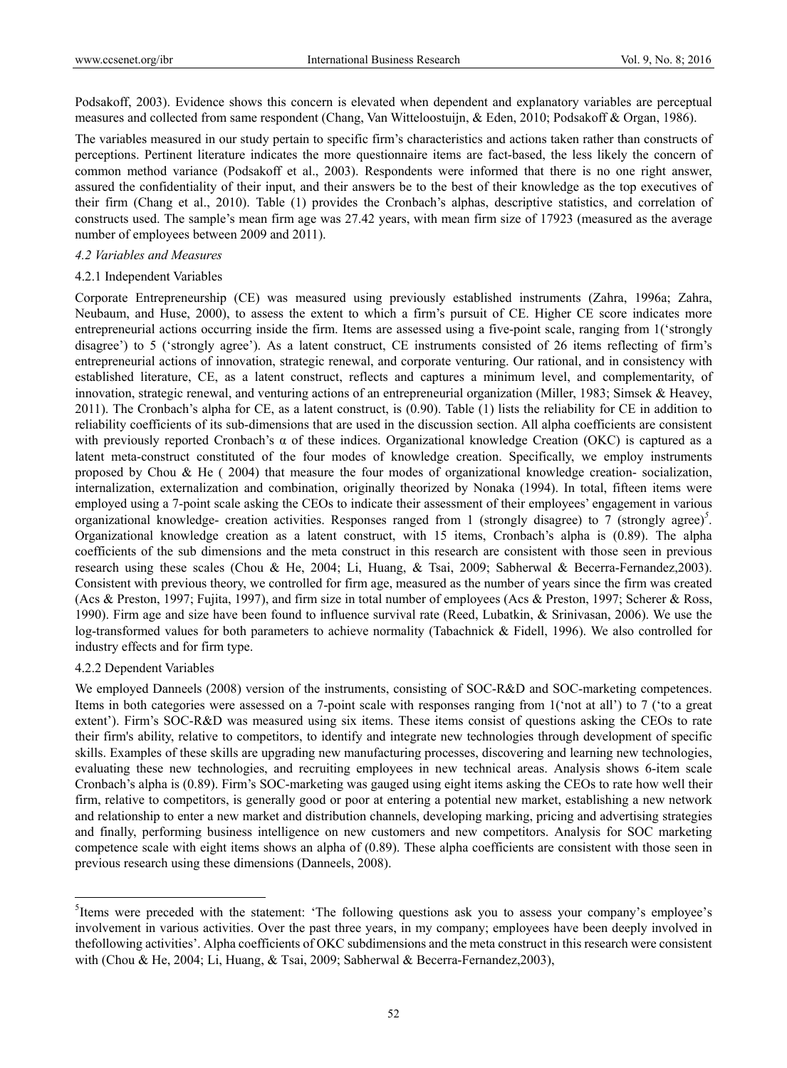Podsakoff, 2003). Evidence shows this concern is elevated when dependent and explanatory variables are perceptual measures and collected from same respondent (Chang, Van Witteloostuijn, & Eden, 2010; Podsakoff & Organ, 1986).

The variables measured in our study pertain to specific firm's characteristics and actions taken rather than constructs of perceptions. Pertinent literature indicates the more questionnaire items are fact-based, the less likely the concern of common method variance (Podsakoff et al., 2003). Respondents were informed that there is no one right answer, assured the confidentiality of their input, and their answers be to the best of their knowledge as the top executives of their firm (Chang et al., 2010). Table (1) provides the Cronbach's alphas, descriptive statistics, and correlation of constructs used. The sample's mean firm age was 27.42 years, with mean firm size of 17923 (measured as the average number of employees between 2009 and 2011).

### *4.2 Variables and Measures*

#### 4.2.1 Independent Variables

Corporate Entrepreneurship (CE) was measured using previously established instruments (Zahra, 1996a; Zahra, Neubaum, and Huse, 2000), to assess the extent to which a firm's pursuit of CE. Higher CE score indicates more entrepreneurial actions occurring inside the firm. Items are assessed using a five-point scale, ranging from 1('strongly disagree') to 5 ('strongly agree'). As a latent construct, CE instruments consisted of 26 items reflecting of firm's entrepreneurial actions of innovation, strategic renewal, and corporate venturing. Our rational, and in consistency with established literature, CE, as a latent construct, reflects and captures a minimum level, and complementarity, of innovation, strategic renewal, and venturing actions of an entrepreneurial organization (Miller, 1983; Simsek & Heavey, 2011). The Cronbach's alpha for CE, as a latent construct, is (0.90). Table (1) lists the reliability for CE in addition to reliability coefficients of its sub-dimensions that are used in the discussion section. All alpha coefficients are consistent with previously reported Cronbach's α of these indices. Organizational knowledge Creation (OKC) is captured as a latent meta-construct constituted of the four modes of knowledge creation. Specifically, we employ instruments proposed by Chou & He ( 2004) that measure the four modes of organizational knowledge creation- socialization, internalization, externalization and combination, originally theorized by Nonaka (1994). In total, fifteen items were employed using a 7-point scale asking the CEOs to indicate their assessment of their employees' engagement in various organizational knowledge- creation activities. Responses ranged from 1 (strongly disagree) to 7 (strongly agree)[5]. Organizational knowledge creation as a latent construct, with 15 items, Cronbach's alpha is (0.89). The alpha coefficients of the sub dimensions and the meta construct in this research are consistent with those seen in previous research using these scales (Chou & He, 2004; Li, Huang, & Tsai, 2009; Sabherwal & Becerra-Fernandez,2003). Consistent with previous theory, we controlled for firm age, measured as the number of years since the firm was created (Acs & Preston, 1997; Fujita, 1997), and firm size in total number of employees (Acs & Preston, 1997; Scherer & Ross, 1990). Firm age and size have been found to influence survival rate (Reed, Lubatkin, & Srinivasan, 2006). We use the log-transformed values for both parameters to achieve normality (Tabachnick & Fidell, 1996). We also controlled for industry effects and for firm type.

#### 4.2.2 Dependent Variables

We employed Danneels (2008) version of the instruments, consisting of SOC-R&D and SOC-marketing competences. Items in both categories were assessed on a 7-point scale with responses ranging from 1('not at all') to 7 ('to a great extent'). Firm's SOC-R&D was measured using six items. These items consist of questions asking the CEOs to rate their firm's ability, relative to competitors, to identify and integrate new technologies through development of specific skills. Examples of these skills are upgrading new manufacturing processes, discovering and learning new technologies, evaluating these new technologies, and recruiting employees in new technical areas. Analysis shows 6-item scale Cronbach's alpha is (0.89). Firm's SOC-marketing was gauged using eight items asking the CEOs to rate how well their firm, relative to competitors, is generally good or poor at entering a potential new market, establishing a new network and relationship to enter a new market and distribution channels, developing marking, pricing and advertising strategies and finally, performing business intelligence on new customers and new competitors. Analysis for SOC marketing competence scale with eight items shows an alpha of (0.89). These alpha coefficients are consistent with those seen in previous research using these dimensions (Danneels, 2008).

---

[5]Items were preceded with the statement: 'The following questions ask you to assess your company's employee's involvement in various activities. Over the past three years, in my company; employees have been deeply involved in thefollowing activities'. Alpha coefficients of OKC subdimensions and the meta construct in this research were consistent with (Chou & He, 2004; Li, Huang, & Tsai, 2009; Sabherwal & Becerra-Fernandez,2003),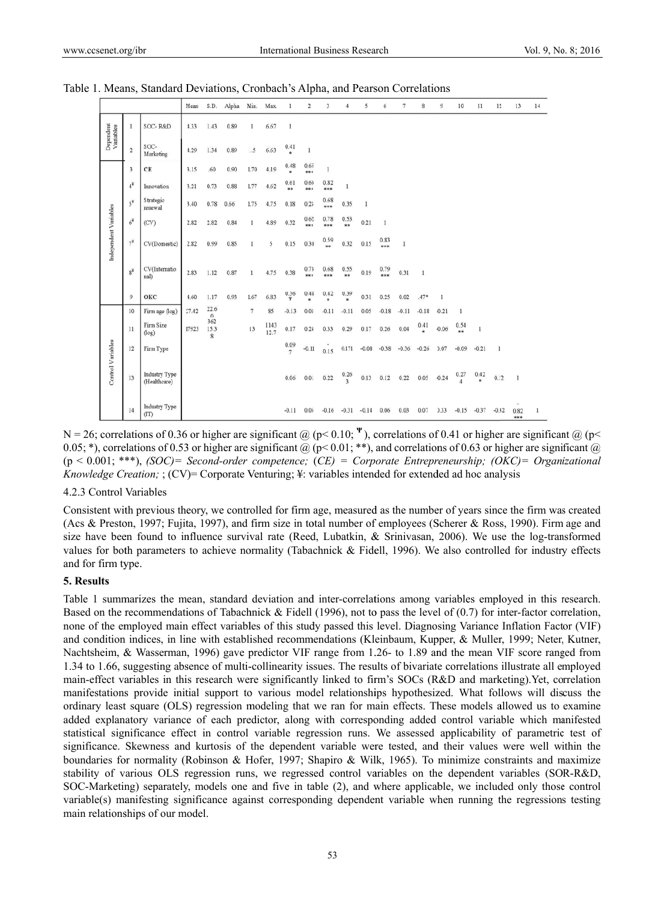Table 1. Means, Standard Deviations, Cronbach's Alpha, and Pearson Correlations

| | | | Mean | S.D. | Alpha | Min. | Max. | 1 | 2 | 3 | 4 | 5 | 6 | 7 | 8 | 9 | 10 | 11 | 12 | 13 | 14 |
|---|---|---|---|---|---|---|---|---|---|---|---|---|---|---|---|---|---|---|---|---|---|
| Dependent Variables | 1 | SOC- R&D | 4.33 | 1.43 | 0.89 | 1 | 6.67 | 1 | | | | | | | | | | | | | |
| | 2 | SOC- Marketing | 4.29 | 1.34 | 0.89 | 1.5 | 6.63 | 0.41 * | 1 | | | | | | | | | | | | |
| Independent Variables | 3 | CE | 3.15 | .60 | 0.90 | 1.70 | 4.19 | 0.48 * | 0.63 *** | 1 | | | | | | | | | | | |
| | 4¥ | Innovation | 3.21 | 0.73 | 0.88 | 1.77 | 4.62 | 0.61 ** | 0.63 *** | 0.82 *** | 1 | | | | | | | | | | |
| | 5¥ | Strategic renewal | 3.40 | 0.78 | 0.66 | 1.75 | 4.75 | 0.18 | 0.23 | 0.68 *** | 0.35 | 1 | | | | | | | | | |
| | 6¥ | (CV) | 2.82 | 2.82 | 0.84 | 1 | 4.89 | 0.32 | 0.62 *** | 0.78 *** | 0.53 ** | 0.21 | 1 | | | | | | | | |
| | 7¥ | CV(Domestic) | 2.82 | 0.99 | 0.85 | 1 | 5 | 0.15 | 0.30 | 0.59 ** | 0.32 | 0.15 | 0.83 *** | 1 | | | | | | | |
| | 8¥ | CV(International) | 2.83 | 1.12 | 0.87 | 1 | 4.75 | 0.38 | 0.73 *** | 0.68 *** | 0.55 ** | 0.19 | 0.79 *** | 0.31 | 1 | | | | | | |
| | 9 | OKC | 4.60 | 1.17 | 0.93 | 1.67 | 6.83 | 0.36 Ψ | 0.43 * | 0.42 * | 0.39 * | 0.31 | 0.25 | 0.02 | .47* | 1 | | | | | |
| Control Variables | 10 | Firm age (log) | 27.42 | 22.60 | | 7 | 85 | -0.13 | 0.03 | -0.11 | -0.11 | 0.05 | -0.18 | -0.11 | -0.18 | -0.21 | 1 | | | | |
| | 11 | Firm Size (log) | 17923 | 36215.38 | | 13 | 114312.7 | 0.17 | 0.24 | 0.33 | 0.29 | 0.17 | 0.26 | 0.04 | 0.41 * | -0.06 | 0.54 ** | 1 | | | |
| | 12 | Firm Type | | | | | | 0.097 | -0.11 | -0.15 | 0.171 | -0.08 | -0.38 | -0.36 | -0.26 | 0.07 | -0.09 | -0.21 | 1 | | |
| | 13 | Industry Type (Healthcare) | | | | | | 0.06 | 0.01 | 0.22 | 0.263 | 0.13 | 0.12 | 0.22 | 0.05 | -0.24 | 0.274 | 0.42 * | 0.12 | 1 | |
| | 14 | Industry Type (IT) | | | | | | -0.11 | 0.05 | -0.16 | -0.31 | -0.14 | 0.06 | 0.03 | 0.07 | 0.33 | -0.15 | -0.37 | -0.32 | -0.82 *** | 1 |

N = 26; correlations of 0.36 or higher are significant @ ($p< 0.10$; Ψ), correlations of 0.41 or higher are significant @ ($p< 0.05$; *), correlations of 0.53 or higher are significant @ ($p< 0.01$; **), and correlations of 0.63 or higher are significant @ ($p < 0.001$; ***), *(SOC)= Second-order competence;* (*CE) = Corporate Entrepreneurship; (OKC)= Organizational Knowledge Creation;* ; (CV)= Corporate Venturing; ¥: variables intended for extended ad hoc analysis

#### 4.2.3 Control Variables

Consistent with previous theory, we controlled for firm age, measured as the number of years since the firm was created (Acs & Preston, 1997; Fujita, 1997), and firm size in total number of employees (Scherer & Ross, 1990). Firm age and size have been found to influence survival rate (Reed, Lubatkin, & Srinivasan, 2006). We use the log-transformed values for both parameters to achieve normality (Tabachnick & Fidell, 1996). We also controlled for industry effects and for firm type.

## 5. Results

Table 1 summarizes the mean, standard deviation and inter-correlations among variables employed in this research. Based on the recommendations of Tabachnick & Fidell (1996), not to pass the level of (0.7) for inter-factor correlation, none of the employed main effect variables of this study passed this level. Diagnosing Variance Inflation Factor (VIF) and condition indices, in line with established recommendations (Kleinbaum, Kupper, & Muller, 1999; Neter, Kutner, Nachtsheim, & Wasserman, 1996) gave predictor VIF range from 1.26- to 1.89 and the mean VIF score ranged from 1.34 to 1.66, suggesting absence of multi-collinearity issues. The results of bivariate correlations illustrate all employed main-effect variables in this research were significantly linked to firm's SOCs (R&D and marketing).Yet, correlation manifestations provide initial support to various model relationships hypothesized. What follows will discuss the ordinary least square (OLS) regression modeling that we ran for main effects. These models allowed us to examine added explanatory variance of each predictor, along with corresponding added control variable which manifested statistical significance effect in control variable regression runs. We assessed applicability of parametric test of significance. Skewness and kurtosis of the dependent variable were tested, and their values were well within the boundaries for normality (Robinson & Hofer, 1997; Shapiro & Wilk, 1965). To minimize constraints and maximize stability of various OLS regression runs, we regressed control variables on the dependent variables (SOR-R&D, SOC-Marketing) separately, models one and five in table (2), and where applicable, we included only those control variable(s) manifesting significance against corresponding dependent variable when running the regressions testing main relationships of our model.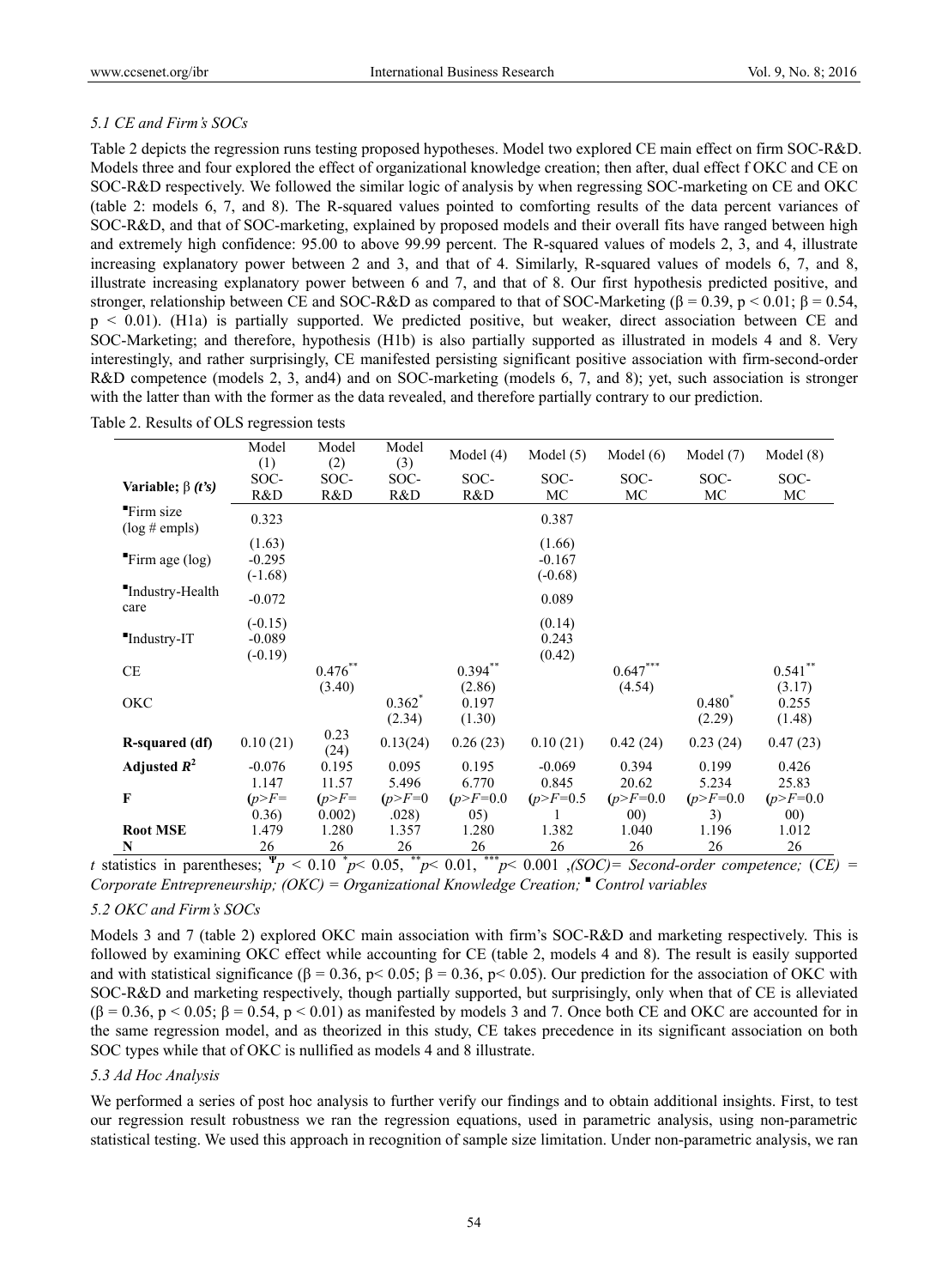### *5.1 CE and Firm's SOCs*

Table 2 depicts the regression runs testing proposed hypotheses. Model two explored CE main effect on firm SOC-R&D. Models three and four explored the effect of organizational knowledge creation; then after, dual effect f OKC and CE on SOC-R&D respectively. We followed the similar logic of analysis by when regressing SOC-marketing on CE and OKC (table 2: models 6, 7, and 8). The R-squared values pointed to comforting results of the data percent variances of SOC-R&D, and that of SOC-marketing, explained by proposed models and their overall fits have ranged between high and extremely high confidence: 95.00 to above 99.99 percent. The R-squared values of models 2, 3, and 4, illustrate increasing explanatory power between 2 and 3, and that of 4. Similarly, R-squared values of models 6, 7, and 8, illustrate increasing explanatory power between 6 and 7, and that of 8. Our first hypothesis predicted positive, and stronger, relationship between CE and SOC-R&D as compared to that of SOC-Marketing ($\beta = 0.39$, $p < 0.01$; $\beta = 0.54$, $p < 0.01$). (H1a) is partially supported. We predicted positive, but weaker, direct association between CE and SOC-Marketing; and therefore, hypothesis (H1b) is also partially supported as illustrated in models 4 and 8. Very interestingly, and rather surprisingly, CE manifested persisting significant positive association with firm-second-order R&D competence (models 2, 3, and4) and on SOC-marketing (models 6, 7, and 8); yet, such association is stronger with the latter than with the former as the data revealed, and therefore partially contrary to our prediction.

Table 2. Results of OLS regression tests

| Variable; β (*t's*) | Model (1) SOC-R&D | Model (2) SOC-R&D | Model (3) SOC-R&D | Model (4) SOC-R&D | Model (5) SOC-MC | Model (6) SOC-MC | Model (7) SOC-MC | Model (8) SOC-MC |
|---|---|---|---|---|---|---|---|---|
| ▪Firm size (log # empls) | 0.323 | | | | 0.387 | | | |
| | (1.63) | | | | (1.66) | | | |
| ▪Firm age (log) | -0.295 | | | | -0.167 | | | |
| | (-1.68) | | | | (-0.68) | | | |
| ▪Industry-Health care | -0.072 | | | | 0.089 | | | |
| | (-0.15) | | | | (0.14) | | | |
| ▪Industry-IT | -0.089 | | | | 0.243 | | | |
| | (-0.19) | | | | (0.42) | | | |
| CE | | $0.476^{**}$ | | $0.394^{**}$ | | $0.647^{***}$ | | $0.541^{**}$ |
| | | (3.40) | | (2.86) | | (4.54) | | (3.17) |
| OKC | | | $0.362^{*}$ | 0.197 | | | $0.480^{*}$ | 0.255 |
| | | | (2.34) | (1.30) | | | (2.29) | (1.48) |
| **R-squared (df)** | 0.10 (21) | 0.23 (24) | 0.13(24) | 0.26 (23) | 0.10 (21) | 0.42 (24) | 0.23 (24) | 0.47 (23) |
| **Adjusted $R^2$** | -0.076 | 0.195 | 0.095 | 0.195 | -0.069 | 0.394 | 0.199 | 0.426 |
| **F** | 1.147 ($p>F$= 0.36) | 11.57 ($p>F$= 0.002) | 5.496 ($p>F$=0 .028) | 6.770 ($p>F$=0.0 05) | 0.845 ($p>F$=0.5 1 | 20.62 ($p>F$=0.0 00) | 5.234 ($p>F$=0.0 3) | 25.83 ($p>F$=0.0 00) |
| **Root MSE** | 1.479 | 1.280 | 1.357 | 1.280 | 1.382 | 1.040 | 1.196 | 1.012 |
| **N** | 26 | 26 | 26 | 26 | 26 | 26 | 26 | 26 |

*t* statistics in parentheses; $^{\Psi}p < 0.10$ $^{*}p < 0.05$, $^{**}p < 0.01$, $^{***}p < 0.001$ ,*(SOC)= Second-order competence;* (*CE*) = *Corporate Entrepreneurship; (OKC) = Organizational Knowledge Creation;* ▪ *Control variables*

### *5.2 OKC and Firm's SOCs*

Models 3 and 7 (table 2) explored OKC main association with firm's SOC-R&D and marketing respectively. This is followed by examining OKC effect while accounting for CE (table 2, models 4 and 8). The result is easily supported and with statistical significance ($\beta = 0.36$, $p < 0.05$; $\beta = 0.36$, $p < 0.05$). Our prediction for the association of OKC with SOC-R&D and marketing respectively, though partially supported, but surprisingly, only when that of CE is alleviated ($\beta = 0.36$, $p < 0.05$; $\beta = 0.54$, $p < 0.01$) as manifested by models 3 and 7. Once both CE and OKC are accounted for in the same regression model, and as theorized in this study, CE takes precedence in its significant association on both SOC types while that of OKC is nullified as models 4 and 8 illustrate.

### *5.3 Ad Hoc Analysis*

We performed a series of post hoc analysis to further verify our findings and to obtain additional insights. First, to test our regression result robustness we ran the regression equations, used in parametric analysis, using non-parametric statistical testing. We used this approach in recognition of sample size limitation. Under non-parametric analysis, we ran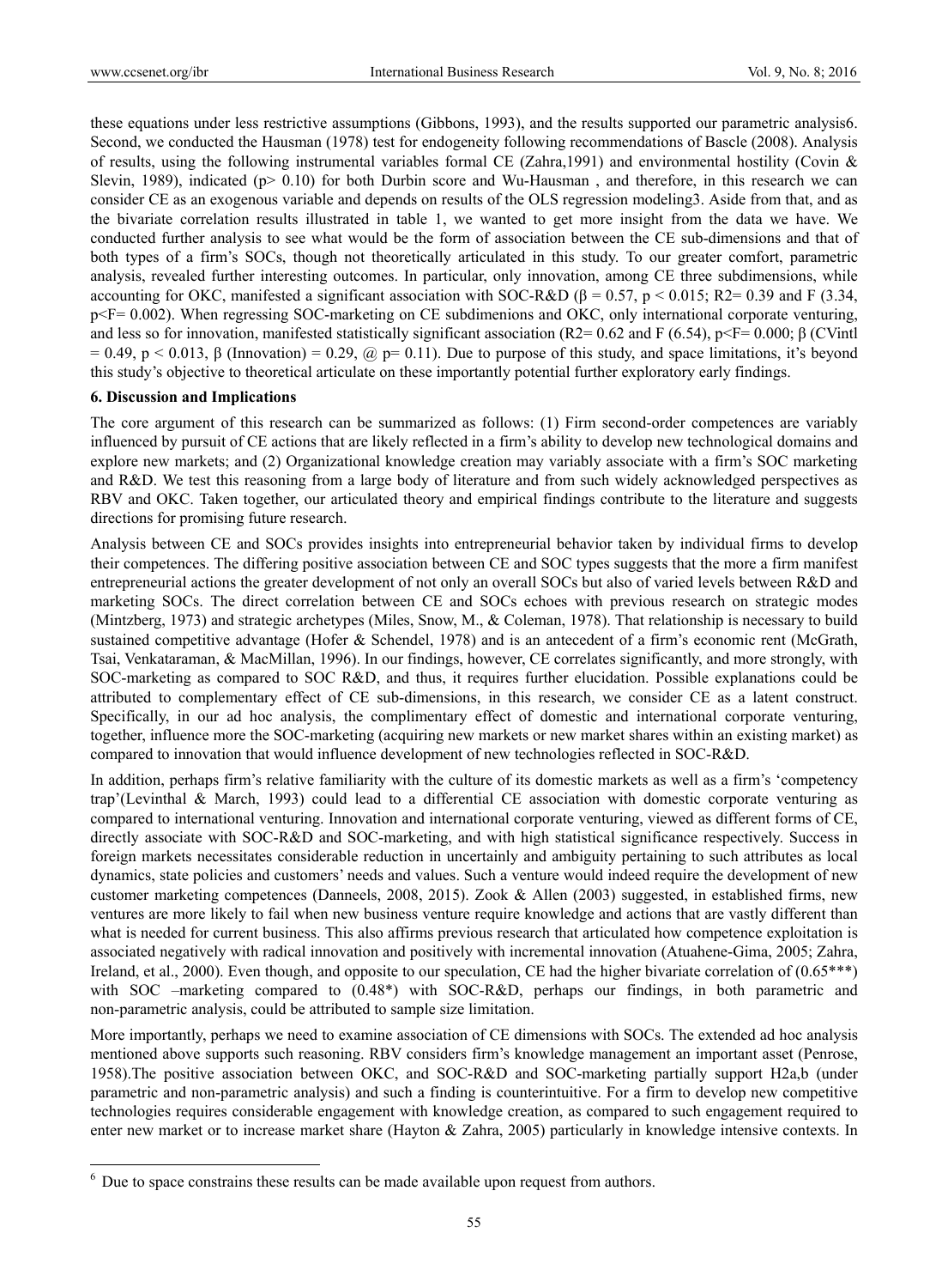these equations under less restrictive assumptions (Gibbons, 1993), and the results supported our parametric analysis6. Second, we conducted the Hausman (1978) test for endogeneity following recommendations of Bascle (2008). Analysis of results, using the following instrumental variables formal CE (Zahra,1991) and environmental hostility (Covin & Slevin, 1989), indicated ($p > 0.10$) for both Durbin score and Wu-Hausman , and therefore, in this research we can consider CE as an exogenous variable and depends on results of the OLS regression modeling3. Aside from that, and as the bivariate correlation results illustrated in table 1, we wanted to get more insight from the data we have. We conducted further analysis to see what would be the form of association between the CE sub-dimensions and that of both types of a firm's SOCs, though not theoretically articulated in this study. To our greater comfort, parametric analysis, revealed further interesting outcomes. In particular, only innovation, among CE three subdimensions, while accounting for OKC, manifested a significant association with SOC-R&D ($\beta = 0.57$, $p < 0.015$; $R2= 0.39$ and F (3.34, p<F= 0.002). When regressing SOC-marketing on CE subdimenions and OKC, only international corporate venturing, and less so for innovation, manifested statistically significant association (R2= 0.62 and F (6.54), p<F= 0.000; β (CVintl = 0.49, $p < 0.013$, β (Innovation) = 0.29, @ p= 0.11). Due to purpose of this study, and space limitations, it's beyond this study's objective to theoretical articulate on these importantly potential further exploratory early findings.

**6. Discussion and Implications**

The core argument of this research can be summarized as follows: (1) Firm second-order competences are variably influenced by pursuit of CE actions that are likely reflected in a firm's ability to develop new technological domains and explore new markets; and (2) Organizational knowledge creation may variably associate with a firm's SOC marketing and R&D. We test this reasoning from a large body of literature and from such widely acknowledged perspectives as RBV and OKC. Taken together, our articulated theory and empirical findings contribute to the literature and suggests directions for promising future research.

Analysis between CE and SOCs provides insights into entrepreneurial behavior taken by individual firms to develop their competences. The differing positive association between CE and SOC types suggests that the more a firm manifest entrepreneurial actions the greater development of not only an overall SOCs but also of varied levels between R&D and marketing SOCs. The direct correlation between CE and SOCs echoes with previous research on strategic modes (Mintzberg, 1973) and strategic archetypes (Miles, Snow, M., & Coleman, 1978). That relationship is necessary to build sustained competitive advantage (Hofer & Schendel, 1978) and is an antecedent of a firm's economic rent (McGrath, Tsai, Venkataraman, & MacMillan, 1996). In our findings, however, CE correlates significantly, and more strongly, with SOC-marketing as compared to SOC R&D, and thus, it requires further elucidation. Possible explanations could be attributed to complementary effect of CE sub-dimensions, in this research, we consider CE as a latent construct. Specifically, in our ad hoc analysis, the complimentary effect of domestic and international corporate venturing, together, influence more the SOC-marketing (acquiring new markets or new market shares within an existing market) as compared to innovation that would influence development of new technologies reflected in SOC-R&D.

In addition, perhaps firm's relative familiarity with the culture of its domestic markets as well as a firm's 'competency trap'(Levinthal & March, 1993) could lead to a differential CE association with domestic corporate venturing as compared to international venturing. Innovation and international corporate venturing, viewed as different forms of CE, directly associate with SOC-R&D and SOC-marketing, and with high statistical significance respectively. Success in foreign markets necessitates considerable reduction in uncertainly and ambiguity pertaining to such attributes as local dynamics, state policies and customers' needs and values. Such a venture would indeed require the development of new customer marketing competences (Danneels, 2008, 2015). Zook & Allen (2003) suggested, in established firms, new ventures are more likely to fail when new business venture require knowledge and actions that are vastly different than what is needed for current business. This also affirms previous research that articulated how competence exploitation is associated negatively with radical innovation and positively with incremental innovation (Atuahene-Gima, 2005; Zahra, Ireland, et al., 2000). Even though, and opposite to our speculation, CE had the higher bivariate correlation of (0.65***) with SOC –marketing compared to (0.48*) with SOC-R&D, perhaps our findings, in both parametric and non-parametric analysis, could be attributed to sample size limitation.

More importantly, perhaps we need to examine association of CE dimensions with SOCs. The extended ad hoc analysis mentioned above supports such reasoning. RBV considers firm's knowledge management an important asset (Penrose, 1958).The positive association between OKC, and SOC-R&D and SOC-marketing partially support H2a,b (under parametric and non-parametric analysis) and such a finding is counterintuitive. For a firm to develop new competitive technologies requires considerable engagement with knowledge creation, as compared to such engagement required to enter new market or to increase market share (Hayton & Zahra, 2005) particularly in knowledge intensive contexts. In

[6] Due to space constrains these results can be made available upon request from authors.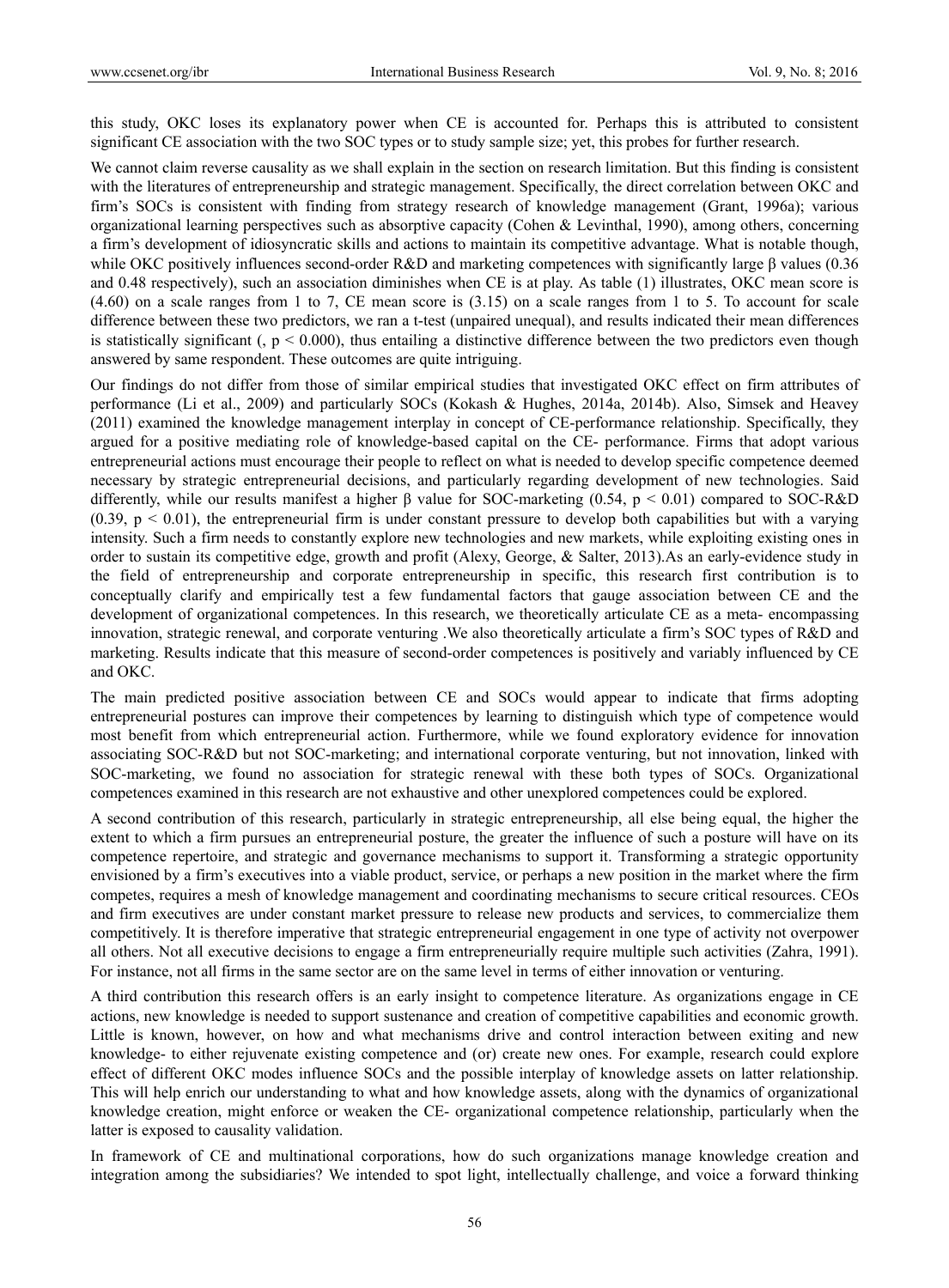this study, OKC loses its explanatory power when CE is accounted for. Perhaps this is attributed to consistent significant CE association with the two SOC types or to study sample size; yet, this probes for further research.

We cannot claim reverse causality as we shall explain in the section on research limitation. But this finding is consistent with the literatures of entrepreneurship and strategic management. Specifically, the direct correlation between OKC and firm's SOCs is consistent with finding from strategy research of knowledge management (Grant, 1996a); various organizational learning perspectives such as absorptive capacity (Cohen & Levinthal, 1990), among others, concerning a firm's development of idiosyncratic skills and actions to maintain its competitive advantage. What is notable though, while OKC positively influences second-order R&D and marketing competences with significantly large β values (0.36 and 0.48 respectively), such an association diminishes when CE is at play. As table (1) illustrates, OKC mean score is (4.60) on a scale ranges from 1 to 7, CE mean score is (3.15) on a scale ranges from 1 to 5. To account for scale difference between these two predictors, we ran a t-test (unpaired unequal), and results indicated their mean differences is statistically significant (, $p < 0.000$), thus entailing a distinctive difference between the two predictors even though answered by same respondent. These outcomes are quite intriguing.

Our findings do not differ from those of similar empirical studies that investigated OKC effect on firm attributes of performance (Li et al., 2009) and particularly SOCs (Kokash & Hughes, 2014a, 2014b). Also, Simsek and Heavey (2011) examined the knowledge management interplay in concept of CE-performance relationship. Specifically, they argued for a positive mediating role of knowledge-based capital on the CE- performance. Firms that adopt various entrepreneurial actions must encourage their people to reflect on what is needed to develop specific competence deemed necessary by strategic entrepreneurial decisions, and particularly regarding development of new technologies. Said differently, while our results manifest a higher β value for SOC-marketing (0.54, $p < 0.01$) compared to SOC-R&D (0.39, $p < 0.01$), the entrepreneurial firm is under constant pressure to develop both capabilities but with a varying intensity. Such a firm needs to constantly explore new technologies and new markets, while exploiting existing ones in order to sustain its competitive edge, growth and profit (Alexy, George, & Salter, 2013).As an early-evidence study in the field of entrepreneurship and corporate entrepreneurship in specific, this research first contribution is to conceptually clarify and empirically test a few fundamental factors that gauge association between CE and the development of organizational competences. In this research, we theoretically articulate CE as a meta- encompassing innovation, strategic renewal, and corporate venturing .We also theoretically articulate a firm's SOC types of R&D and marketing. Results indicate that this measure of second-order competences is positively and variably influenced by CE and OKC.

The main predicted positive association between CE and SOCs would appear to indicate that firms adopting entrepreneurial postures can improve their competences by learning to distinguish which type of competence would most benefit from which entrepreneurial action. Furthermore, while we found exploratory evidence for innovation associating SOC-R&D but not SOC-marketing; and international corporate venturing, but not innovation, linked with SOC-marketing, we found no association for strategic renewal with these both types of SOCs. Organizational competences examined in this research are not exhaustive and other unexplored competences could be explored.

A second contribution of this research, particularly in strategic entrepreneurship, all else being equal, the higher the extent to which a firm pursues an entrepreneurial posture, the greater the influence of such a posture will have on its competence repertoire, and strategic and governance mechanisms to support it. Transforming a strategic opportunity envisioned by a firm's executives into a viable product, service, or perhaps a new position in the market where the firm competes, requires a mesh of knowledge management and coordinating mechanisms to secure critical resources. CEOs and firm executives are under constant market pressure to release new products and services, to commercialize them competitively. It is therefore imperative that strategic entrepreneurial engagement in one type of activity not overpower all others. Not all executive decisions to engage a firm entrepreneurially require multiple such activities (Zahra, 1991). For instance, not all firms in the same sector are on the same level in terms of either innovation or venturing.

A third contribution this research offers is an early insight to competence literature. As organizations engage in CE actions, new knowledge is needed to support sustenance and creation of competitive capabilities and economic growth. Little is known, however, on how and what mechanisms drive and control interaction between exiting and new knowledge- to either rejuvenate existing competence and (or) create new ones. For example, research could explore effect of different OKC modes influence SOCs and the possible interplay of knowledge assets on latter relationship. This will help enrich our understanding to what and how knowledge assets, along with the dynamics of organizational knowledge creation, might enforce or weaken the CE- organizational competence relationship, particularly when the latter is exposed to causality validation.

In framework of CE and multinational corporations, how do such organizations manage knowledge creation and integration among the subsidiaries? We intended to spot light, intellectually challenge, and voice a forward thinking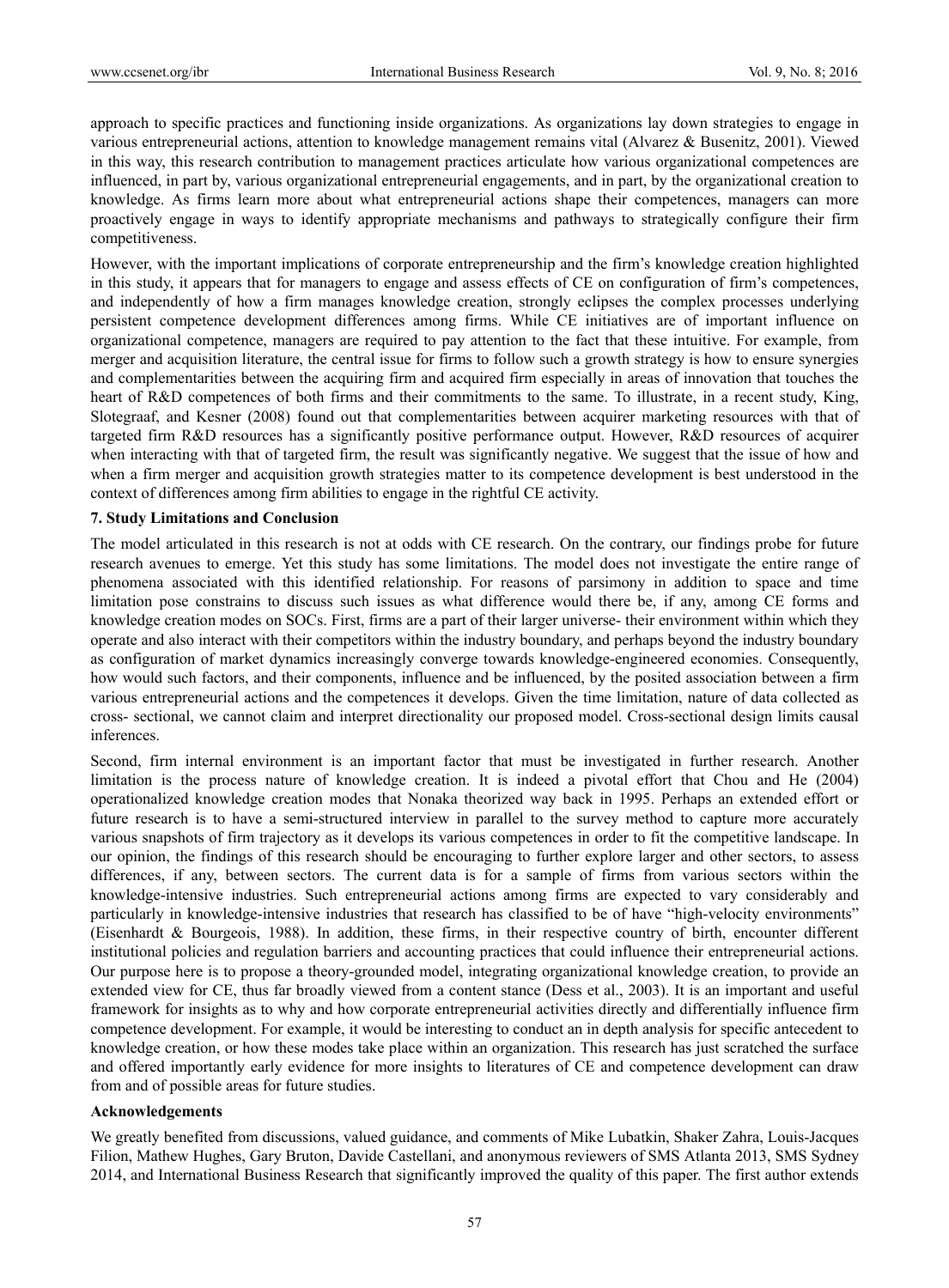approach to specific practices and functioning inside organizations. As organizations lay down strategies to engage in various entrepreneurial actions, attention to knowledge management remains vital (Alvarez & Busenitz, 2001). Viewed in this way, this research contribution to management practices articulate how various organizational competences are influenced, in part by, various organizational entrepreneurial engagements, and in part, by the organizational creation to knowledge. As firms learn more about what entrepreneurial actions shape their competences, managers can more proactively engage in ways to identify appropriate mechanisms and pathways to strategically configure their firm competitiveness.

However, with the important implications of corporate entrepreneurship and the firm's knowledge creation highlighted in this study, it appears that for managers to engage and assess effects of CE on configuration of firm's competences, and independently of how a firm manages knowledge creation, strongly eclipses the complex processes underlying persistent competence development differences among firms. While CE initiatives are of important influence on organizational competence, managers are required to pay attention to the fact that these intuitive. For example, from merger and acquisition literature, the central issue for firms to follow such a growth strategy is how to ensure synergies and complementarities between the acquiring firm and acquired firm especially in areas of innovation that touches the heart of R&D competences of both firms and their commitments to the same. To illustrate, in a recent study, King, Slotegraaf, and Kesner (2008) found out that complementarities between acquirer marketing resources with that of targeted firm R&D resources has a significantly positive performance output. However, R&D resources of acquirer when interacting with that of targeted firm, the result was significantly negative. We suggest that the issue of how and when a firm merger and acquisition growth strategies matter to its competence development is best understood in the context of differences among firm abilities to engage in the rightful CE activity.

**7. Study Limitations and Conclusion**

The model articulated in this research is not at odds with CE research. On the contrary, our findings probe for future research avenues to emerge. Yet this study has some limitations. The model does not investigate the entire range of phenomena associated with this identified relationship. For reasons of parsimony in addition to space and time limitation pose constrains to discuss such issues as what difference would there be, if any, among CE forms and knowledge creation modes on SOCs. First, firms are a part of their larger universe- their environment within which they operate and also interact with their competitors within the industry boundary, and perhaps beyond the industry boundary as configuration of market dynamics increasingly converge towards knowledge-engineered economies. Consequently, how would such factors, and their components, influence and be influenced, by the posited association between a firm various entrepreneurial actions and the competences it develops. Given the time limitation, nature of data collected as cross- sectional, we cannot claim and interpret directionality our proposed model. Cross-sectional design limits causal inferences.

Second, firm internal environment is an important factor that must be investigated in further research. Another limitation is the process nature of knowledge creation. It is indeed a pivotal effort that Chou and He (2004) operationalized knowledge creation modes that Nonaka theorized way back in 1995. Perhaps an extended effort or future research is to have a semi-structured interview in parallel to the survey method to capture more accurately various snapshots of firm trajectory as it develops its various competences in order to fit the competitive landscape. In our opinion, the findings of this research should be encouraging to further explore larger and other sectors, to assess differences, if any, between sectors. The current data is for a sample of firms from various sectors within the knowledge-intensive industries. Such entrepreneurial actions among firms are expected to vary considerably and particularly in knowledge-intensive industries that research has classified to be of have "high-velocity environments" (Eisenhardt & Bourgeois, 1988). In addition, these firms, in their respective country of birth, encounter different institutional policies and regulation barriers and accounting practices that could influence their entrepreneurial actions. Our purpose here is to propose a theory-grounded model, integrating organizational knowledge creation, to provide an extended view for CE, thus far broadly viewed from a content stance (Dess et al., 2003). It is an important and useful framework for insights as to why and how corporate entrepreneurial activities directly and differentially influence firm competence development. For example, it would be interesting to conduct an in depth analysis for specific antecedent to knowledge creation, or how these modes take place within an organization. This research has just scratched the surface and offered importantly early evidence for more insights to literatures of CE and competence development can draw from and of possible areas for future studies.

**Acknowledgements**

We greatly benefited from discussions, valued guidance, and comments of Mike Lubatkin, Shaker Zahra, Louis-Jacques Filion, Mathew Hughes, Gary Bruton, Davide Castellani, and anonymous reviewers of SMS Atlanta 2013, SMS Sydney 2014, and International Business Research that significantly improved the quality of this paper. The first author extends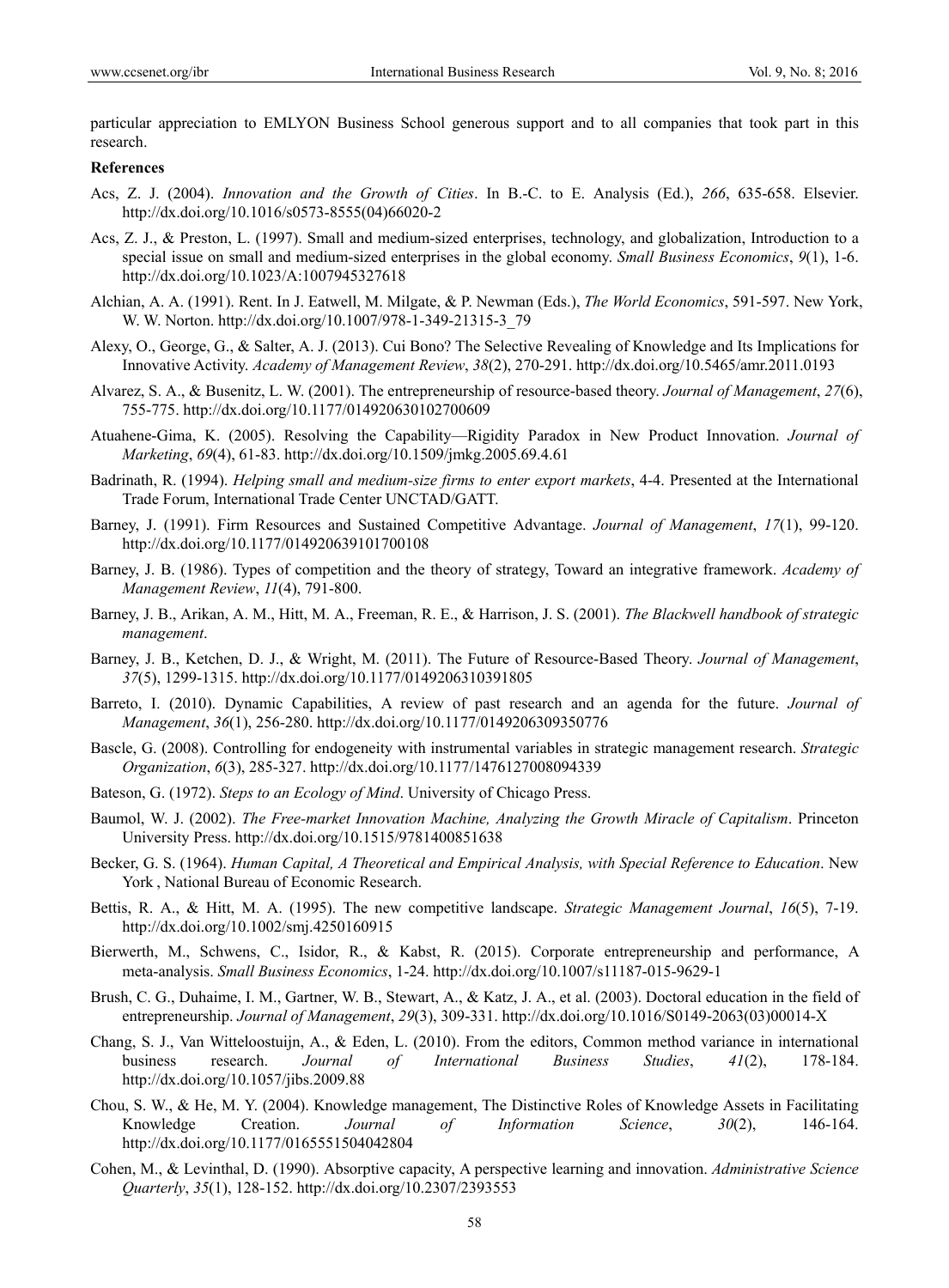particular appreciation to EMLYON Business School generous support and to all companies that took part in this research.

**References**

Acs, Z. J. (2004). *Innovation and the Growth of Cities*. In B.-C. to E. Analysis (Ed.), *266*, 635-658. Elsevier. http://dx.doi.org/10.1016/s0573-8555(04)66020-2

Acs, Z. J., & Preston, L. (1997). Small and medium-sized enterprises, technology, and globalization, Introduction to a special issue on small and medium-sized enterprises in the global economy. *Small Business Economics*, *9*(1), 1-6. http://dx.doi.org/10.1023/A:1007945327618

Alchian, A. A. (1991). Rent. In J. Eatwell, M. Milgate, & P. Newman (Eds.), *The World Economics*, 591-597. New York, W. W. Norton. http://dx.doi.org/10.1007/978-1-349-21315-3_79

Alexy, O., George, G., & Salter, A. J. (2013). Cui Bono? The Selective Revealing of Knowledge and Its Implications for Innovative Activity. *Academy of Management Review*, *38*(2), 270-291. http://dx.doi.org/10.5465/amr.2011.0193

Alvarez, S. A., & Busenitz, L. W. (2001). The entrepreneurship of resource-based theory. *Journal of Management*, *27*(6), 755-775. http://dx.doi.org/10.1177/014920630102700609

Atuahene-Gima, K. (2005). Resolving the Capability—Rigidity Paradox in New Product Innovation. *Journal of Marketing*, *69*(4), 61-83. http://dx.doi.org/10.1509/jmkg.2005.69.4.61

Badrinath, R. (1994). *Helping small and medium-size firms to enter export markets*, 4-4. Presented at the International Trade Forum, International Trade Center UNCTAD/GATT.

Barney, J. (1991). Firm Resources and Sustained Competitive Advantage. *Journal of Management*, *17*(1), 99-120. http://dx.doi.org/10.1177/014920639101700108

Barney, J. B. (1986). Types of competition and the theory of strategy, Toward an integrative framework. *Academy of Management Review*, *11*(4), 791-800.

Barney, J. B., Arikan, A. M., Hitt, M. A., Freeman, R. E., & Harrison, J. S. (2001). *The Blackwell handbook of strategic management*.

Barney, J. B., Ketchen, D. J., & Wright, M. (2011). The Future of Resource-Based Theory. *Journal of Management*, *37*(5), 1299-1315. http://dx.doi.org/10.1177/0149206310391805

Barreto, I. (2010). Dynamic Capabilities, A review of past research and an agenda for the future. *Journal of Management*, *36*(1), 256-280. http://dx.doi.org/10.1177/0149206309350776

Bascle, G. (2008). Controlling for endogeneity with instrumental variables in strategic management research. *Strategic Organization*, *6*(3), 285-327. http://dx.doi.org/10.1177/1476127008094339

Bateson, G. (1972). *Steps to an Ecology of Mind*. University of Chicago Press.

Baumol, W. J. (2002). *The Free-market Innovation Machine, Analyzing the Growth Miracle of Capitalism*. Princeton University Press. http://dx.doi.org/10.1515/9781400851638

Becker, G. S. (1964). *Human Capital, A Theoretical and Empirical Analysis, with Special Reference to Education*. New York , National Bureau of Economic Research.

Bettis, R. A., & Hitt, M. A. (1995). The new competitive landscape. *Strategic Management Journal*, *16*(5), 7-19. http://dx.doi.org/10.1002/smj.4250160915

Bierwerth, M., Schwens, C., Isidor, R., & Kabst, R. (2015). Corporate entrepreneurship and performance, A meta-analysis. *Small Business Economics*, 1-24. http://dx.doi.org/10.1007/s11187-015-9629-1

Brush, C. G., Duhaime, I. M., Gartner, W. B., Stewart, A., & Katz, J. A., et al. (2003). Doctoral education in the field of entrepreneurship. *Journal of Management*, *29*(3), 309-331. http://dx.doi.org/10.1016/S0149-2063(03)00014-X

Chang, S. J., Van Witteloostuijn, A., & Eden, L. (2010). From the editors, Common method variance in international business research. *Journal of International Business Studies*, *41*(2), 178-184. http://dx.doi.org/10.1057/jibs.2009.88

Chou, S. W., & He, M. Y. (2004). Knowledge management, The Distinctive Roles of Knowledge Assets in Facilitating Knowledge Creation. *Journal of Information Science*, *30*(2), 146-164. http://dx.doi.org/10.1177/0165551504042804

Cohen, M., & Levinthal, D. (1990). Absorptive capacity, A perspective learning and innovation. *Administrative Science Quarterly*, *35*(1), 128-152. http://dx.doi.org/10.2307/2393553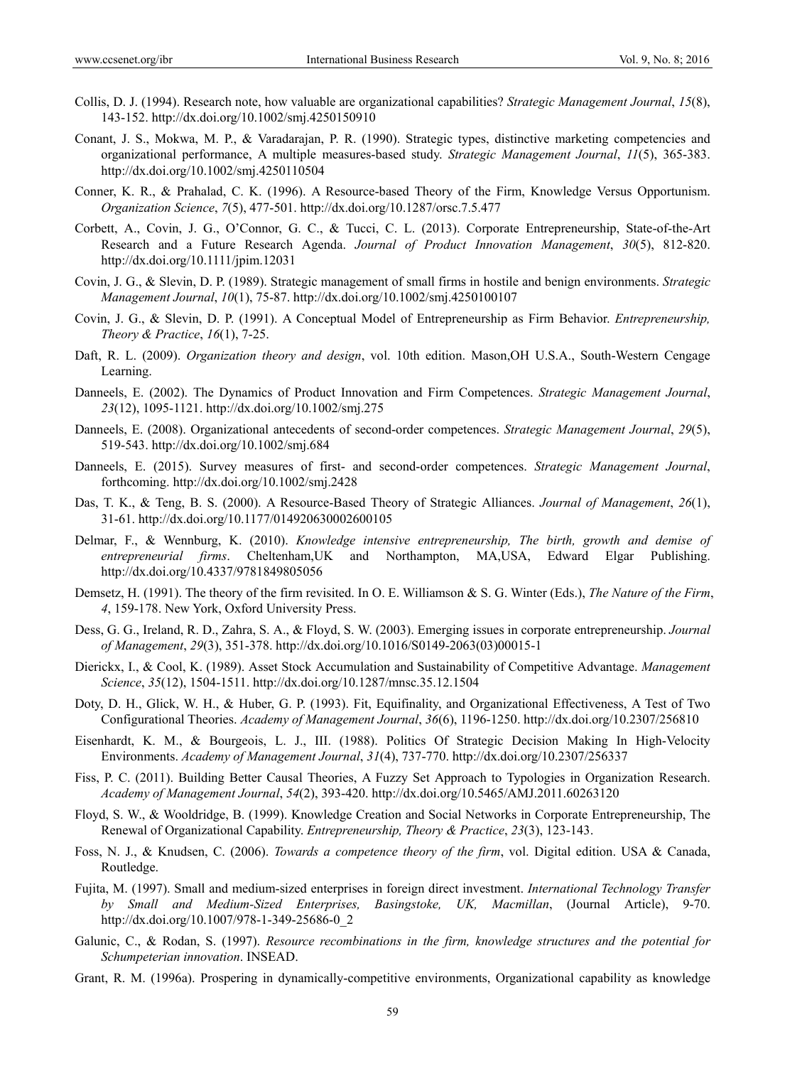Collis, D. J. (1994). Research note, how valuable are organizational capabilities? *Strategic Management Journal*, *15*(8), 143-152. http://dx.doi.org/10.1002/smj.4250150910

Conant, J. S., Mokwa, M. P., & Varadarajan, P. R. (1990). Strategic types, distinctive marketing competencies and organizational performance, A multiple measures-based study. *Strategic Management Journal*, *11*(5), 365-383. http://dx.doi.org/10.1002/smj.4250110504

Conner, K. R., & Prahalad, C. K. (1996). A Resource-based Theory of the Firm, Knowledge Versus Opportunism. *Organization Science*, *7*(5), 477-501. http://dx.doi.org/10.1287/orsc.7.5.477

Corbett, A., Covin, J. G., O'Connor, G. C., & Tucci, C. L. (2013). Corporate Entrepreneurship, State-of-the-Art Research and a Future Research Agenda. *Journal of Product Innovation Management*, *30*(5), 812-820. http://dx.doi.org/10.1111/jpim.12031

Covin, J. G., & Slevin, D. P. (1989). Strategic management of small firms in hostile and benign environments. *Strategic Management Journal*, *10*(1), 75-87. http://dx.doi.org/10.1002/smj.4250100107

Covin, J. G., & Slevin, D. P. (1991). A Conceptual Model of Entrepreneurship as Firm Behavior. *Entrepreneurship, Theory & Practice*, *16*(1), 7-25.

Daft, R. L. (2009). *Organization theory and design*, vol. 10th edition. Mason,OH U.S.A., South-Western Cengage Learning.

Danneels, E. (2002). The Dynamics of Product Innovation and Firm Competences. *Strategic Management Journal*, *23*(12), 1095-1121. http://dx.doi.org/10.1002/smj.275

Danneels, E. (2008). Organizational antecedents of second-order competences. *Strategic Management Journal*, *29*(5), 519-543. http://dx.doi.org/10.1002/smj.684

Danneels, E. (2015). Survey measures of first- and second-order competences. *Strategic Management Journal*, forthcoming. http://dx.doi.org/10.1002/smj.2428

Das, T. K., & Teng, B. S. (2000). A Resource-Based Theory of Strategic Alliances. *Journal of Management*, *26*(1), 31-61. http://dx.doi.org/10.1177/014920630002600105

Delmar, F., & Wennburg, K. (2010). *Knowledge intensive entrepreneurship, The birth, growth and demise of entrepreneurial firms*. Cheltenham,UK and Northampton, MA,USA, Edward Elgar Publishing. http://dx.doi.org/10.4337/9781849805056

Demsetz, H. (1991). The theory of the firm revisited. In O. E. Williamson & S. G. Winter (Eds.), *The Nature of the Firm*, *4*, 159-178. New York, Oxford University Press.

Dess, G. G., Ireland, R. D., Zahra, S. A., & Floyd, S. W. (2003). Emerging issues in corporate entrepreneurship. *Journal of Management*, *29*(3), 351-378. http://dx.doi.org/10.1016/S0149-2063(03)00015-1

Dierickx, I., & Cool, K. (1989). Asset Stock Accumulation and Sustainability of Competitive Advantage. *Management Science*, *35*(12), 1504-1511. http://dx.doi.org/10.1287/mnsc.35.12.1504

Doty, D. H., Glick, W. H., & Huber, G. P. (1993). Fit, Equifinality, and Organizational Effectiveness, A Test of Two Configurational Theories. *Academy of Management Journal*, *36*(6), 1196-1250. http://dx.doi.org/10.2307/256810

Eisenhardt, K. M., & Bourgeois, L. J., III. (1988). Politics Of Strategic Decision Making In High-Velocity Environments. *Academy of Management Journal*, *31*(4), 737-770. http://dx.doi.org/10.2307/256337

Fiss, P. C. (2011). Building Better Causal Theories, A Fuzzy Set Approach to Typologies in Organization Research. *Academy of Management Journal*, *54*(2), 393-420. http://dx.doi.org/10.5465/AMJ.2011.60263120

Floyd, S. W., & Wooldridge, B. (1999). Knowledge Creation and Social Networks in Corporate Entrepreneurship, The Renewal of Organizational Capability. *Entrepreneurship, Theory & Practice*, *23*(3), 123-143.

Foss, N. J., & Knudsen, C. (2006). *Towards a competence theory of the firm*, vol. Digital edition. USA & Canada, Routledge.

Fujita, M. (1997). Small and medium-sized enterprises in foreign direct investment. *International Technology Transfer by Small and Medium-Sized Enterprises, Basingstoke, UK, Macmillan*, (Journal Article), 9-70. http://dx.doi.org/10.1007/978-1-349-25686-0_2

Galunic, C., & Rodan, S. (1997). *Resource recombinations in the firm, knowledge structures and the potential for Schumpeterian innovation*. INSEAD.

Grant, R. M. (1996a). Prospering in dynamically-competitive environments, Organizational capability as knowledge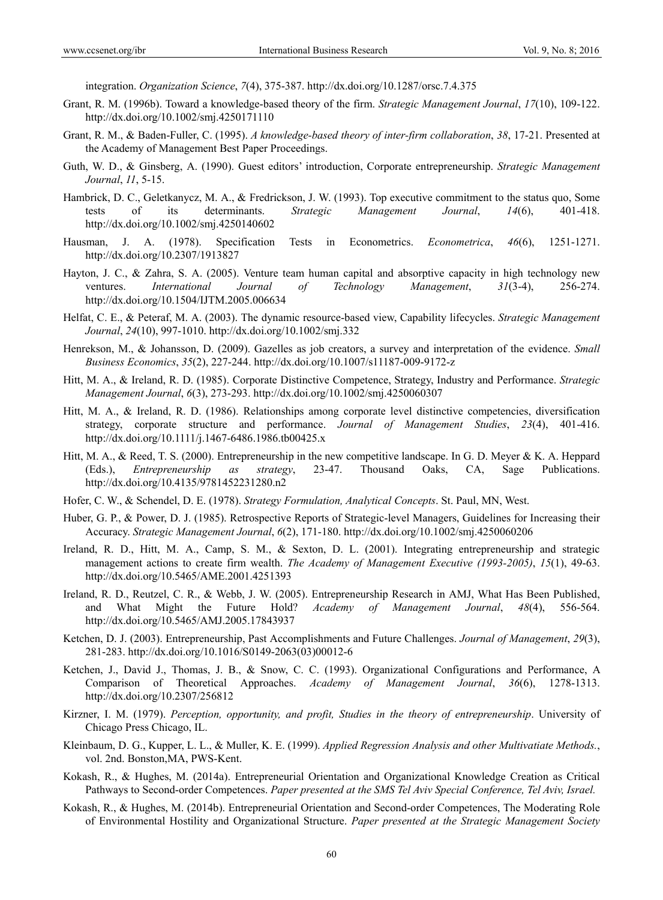integration. *Organization Science*, *7*(4), 375-387. http://dx.doi.org/10.1287/orsc.7.4.375

Grant, R. M. (1996b). Toward a knowledge-based theory of the firm. *Strategic Management Journal*, *17*(10), 109-122. http://dx.doi.org/10.1002/smj.4250171110

Grant, R. M., & Baden-Fuller, C. (1995). *A knowledge-based theory of inter-firm collaboration*, *38*, 17-21. Presented at the Academy of Management Best Paper Proceedings.

Guth, W. D., & Ginsberg, A. (1990). Guest editors' introduction, Corporate entrepreneurship. *Strategic Management Journal*, *11*, 5-15.

Hambrick, D. C., Geletkanycz, M. A., & Fredrickson, J. W. (1993). Top executive commitment to the status quo, Some tests of its determinants. *Strategic Management Journal*, *14*(6), 401-418. http://dx.doi.org/10.1002/smj.4250140602

Hausman, J. A. (1978). Specification Tests in Econometrics. *Econometrica*, *46*(6), 1251-1271. http://dx.doi.org/10.2307/1913827

Hayton, J. C., & Zahra, S. A. (2005). Venture team human capital and absorptive capacity in high technology new ventures. *International Journal of Technology Management*, *31*(3-4), 256-274. http://dx.doi.org/10.1504/IJTM.2005.006634

Helfat, C. E., & Peteraf, M. A. (2003). The dynamic resource-based view, Capability lifecycles. *Strategic Management Journal*, *24*(10), 997-1010. http://dx.doi.org/10.1002/smj.332

Henrekson, M., & Johansson, D. (2009). Gazelles as job creators, a survey and interpretation of the evidence. *Small Business Economics*, *35*(2), 227-244. http://dx.doi.org/10.1007/s11187-009-9172-z

Hitt, M. A., & Ireland, R. D. (1985). Corporate Distinctive Competence, Strategy, Industry and Performance. *Strategic Management Journal*, *6*(3), 273-293. http://dx.doi.org/10.1002/smj.4250060307

Hitt, M. A., & Ireland, R. D. (1986). Relationships among corporate level distinctive competencies, diversification strategy, corporate structure and performance. *Journal of Management Studies*, *23*(4), 401-416. http://dx.doi.org/10.1111/j.1467-6486.1986.tb00425.x

Hitt, M. A., & Reed, T. S. (2000). Entrepreneurship in the new competitive landscape. In G. D. Meyer & K. A. Heppard (Eds.), *Entrepreneurship as strategy*, 23-47. Thousand Oaks, CA, Sage Publications. http://dx.doi.org/10.4135/9781452231280.n2

Hofer, C. W., & Schendel, D. E. (1978). *Strategy Formulation, Analytical Concepts*. St. Paul, MN, West.

Huber, G. P., & Power, D. J. (1985). Retrospective Reports of Strategic-level Managers, Guidelines for Increasing their Accuracy. *Strategic Management Journal*, *6*(2), 171-180. http://dx.doi.org/10.1002/smj.4250060206

Ireland, R. D., Hitt, M. A., Camp, S. M., & Sexton, D. L. (2001). Integrating entrepreneurship and strategic management actions to create firm wealth. *The Academy of Management Executive (1993-2005)*, *15*(1), 49-63. http://dx.doi.org/10.5465/AME.2001.4251393

Ireland, R. D., Reutzel, C. R., & Webb, J. W. (2005). Entrepreneurship Research in AMJ, What Has Been Published, and What Might the Future Hold? *Academy of Management Journal*, *48*(4), 556-564. http://dx.doi.org/10.5465/AMJ.2005.17843937

Ketchen, D. J. (2003). Entrepreneurship, Past Accomplishments and Future Challenges. *Journal of Management*, *29*(3), 281-283. http://dx.doi.org/10.1016/S0149-2063(03)00012-6

Ketchen, J., David J., Thomas, J. B., & Snow, C. C. (1993). Organizational Configurations and Performance, A Comparison of Theoretical Approaches. *Academy of Management Journal*, *36*(6), 1278-1313. http://dx.doi.org/10.2307/256812

Kirzner, I. M. (1979). *Perception, opportunity, and profit, Studies in the theory of entrepreneurship*. University of Chicago Press Chicago, IL.

Kleinbaum, D. G., Kupper, L. L., & Muller, K. E. (1999). *Applied Regression Analysis and other Multivatiate Methods.*, vol. 2nd. Bonston,MA, PWS-Kent.

Kokash, R., & Hughes, M. (2014a). Entrepreneurial Orientation and Organizational Knowledge Creation as Critical Pathways to Second-order Competences. *Paper presented at the SMS Tel Aviv Special Conference, Tel Aviv, Israel.*

Kokash, R., & Hughes, M. (2014b). Entrepreneurial Orientation and Second-order Competences, The Moderating Role of Environmental Hostility and Organizational Structure. *Paper presented at the Strategic Management Society*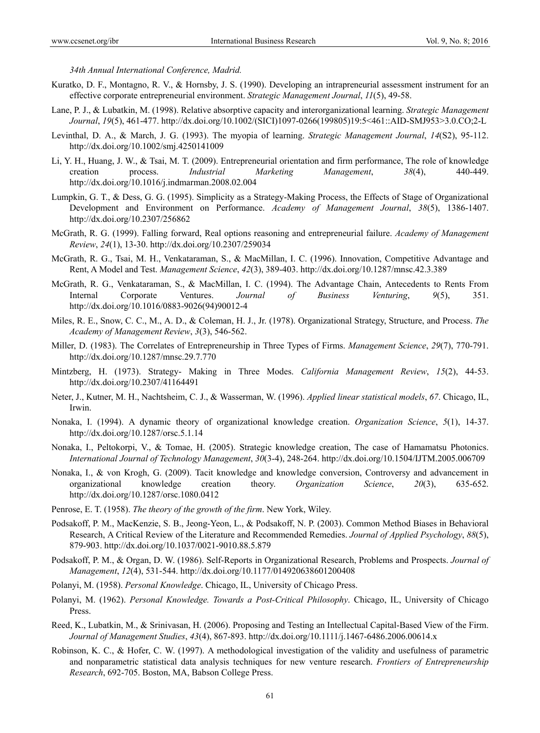*34th Annual International Conference, Madrid.*

Kuratko, D. F., Montagno, R. V., & Hornsby, J. S. (1990). Developing an intrapreneurial assessment instrument for an effective corporate entrepreneurial environment. *Strategic Management Journal*, *11*(5), 49-58.

Lane, P. J., & Lubatkin, M. (1998). Relative absorptive capacity and interorganizational learning. *Strategic Management Journal*, *19*(5), 461-477. http://dx.doi.org/10.1002/(SICI)1097-0266(199805)19:5<461::AID-SMJ953>3.0.CO;2-L

Levinthal, D. A., & March, J. G. (1993). The myopia of learning. *Strategic Management Journal*, *14*(S2), 95-112. http://dx.doi.org/10.1002/smj.4250141009

Li, Y. H., Huang, J. W., & Tsai, M. T. (2009). Entrepreneurial orientation and firm performance, The role of knowledge creation process. *Industrial Marketing Management*, *38*(4), 440-449. http://dx.doi.org/10.1016/j.indmarman.2008.02.004

Lumpkin, G. T., & Dess, G. G. (1995). Simplicity as a Strategy-Making Process, the Effects of Stage of Organizational Development and Environment on Performance. *Academy of Management Journal*, *38*(5), 1386-1407. http://dx.doi.org/10.2307/256862

McGrath, R. G. (1999). Falling forward, Real options reasoning and entrepreneurial failure. *Academy of Management Review*, *24*(1), 13-30. http://dx.doi.org/10.2307/259034

McGrath, R. G., Tsai, M. H., Venkataraman, S., & MacMillan, I. C. (1996). Innovation, Competitive Advantage and Rent, A Model and Test. *Management Science*, *42*(3), 389-403. http://dx.doi.org/10.1287/mnsc.42.3.389

McGrath, R. G., Venkataraman, S., & MacMillan, I. C. (1994). The Advantage Chain, Antecedents to Rents From Internal Corporate Ventures. *Journal of Business Venturing*, *9*(5), 351. http://dx.doi.org/10.1016/0883-9026(94)90012-4

Miles, R. E., Snow, C. C., M., A. D., & Coleman, H. J., Jr. (1978). Organizational Strategy, Structure, and Process. *The Academy of Management Review*, *3*(3), 546-562.

Miller, D. (1983). The Correlates of Entrepreneurship in Three Types of Firms. *Management Science*, *29*(7), 770-791. http://dx.doi.org/10.1287/mnsc.29.7.770

Mintzberg, H. (1973). Strategy- Making in Three Modes. *California Management Review*, *15*(2), 44-53. http://dx.doi.org/10.2307/41164491

Neter, J., Kutner, M. H., Nachtsheim, C. J., & Wasserman, W. (1996). *Applied linear statistical models*, *67*. Chicago, IL, Irwin.

Nonaka, I. (1994). A dynamic theory of organizational knowledge creation. *Organization Science*, *5*(1), 14-37. http://dx.doi.org/10.1287/orsc.5.1.14

Nonaka, I., Peltokorpi, V., & Tomae, H. (2005). Strategic knowledge creation, The case of Hamamatsu Photonics. *International Journal of Technology Management*, *30*(3-4), 248-264. http://dx.doi.org/10.1504/IJTM.2005.006709

Nonaka, I., & von Krogh, G. (2009). Tacit knowledge and knowledge conversion, Controversy and advancement in organizational knowledge creation theory. *Organization Science*, *20*(3), 635-652. http://dx.doi.org/10.1287/orsc.1080.0412

Penrose, E. T. (1958). *The theory of the growth of the firm*. New York, Wiley.

Podsakoff, P. M., MacKenzie, S. B., Jeong-Yeon, L., & Podsakoff, N. P. (2003). Common Method Biases in Behavioral Research, A Critical Review of the Literature and Recommended Remedies. *Journal of Applied Psychology*, *88*(5), 879-903. http://dx.doi.org/10.1037/0021-9010.88.5.879

Podsakoff, P. M., & Organ, D. W. (1986). Self-Reports in Organizational Research, Problems and Prospects. *Journal of Management*, *12*(4), 531-544. http://dx.doi.org/10.1177/014920638601200408

Polanyi, M. (1958). *Personal Knowledge*. Chicago, IL, University of Chicago Press.

Polanyi, M. (1962). *Personal Knowledge. Towards a Post-Critical Philosophy*. Chicago, IL, University of Chicago Press.

Reed, K., Lubatkin, M., & Srinivasan, H. (2006). Proposing and Testing an Intellectual Capital-Based View of the Firm. *Journal of Management Studies*, *43*(4), 867-893. http://dx.doi.org/10.1111/j.1467-6486.2006.00614.x

Robinson, K. C., & Hofer, C. W. (1997). A methodological investigation of the validity and usefulness of parametric and nonparametric statistical data analysis techniques for new venture research. *Frontiers of Entrepreneurship Research*, 692-705. Boston, MA, Babson College Press.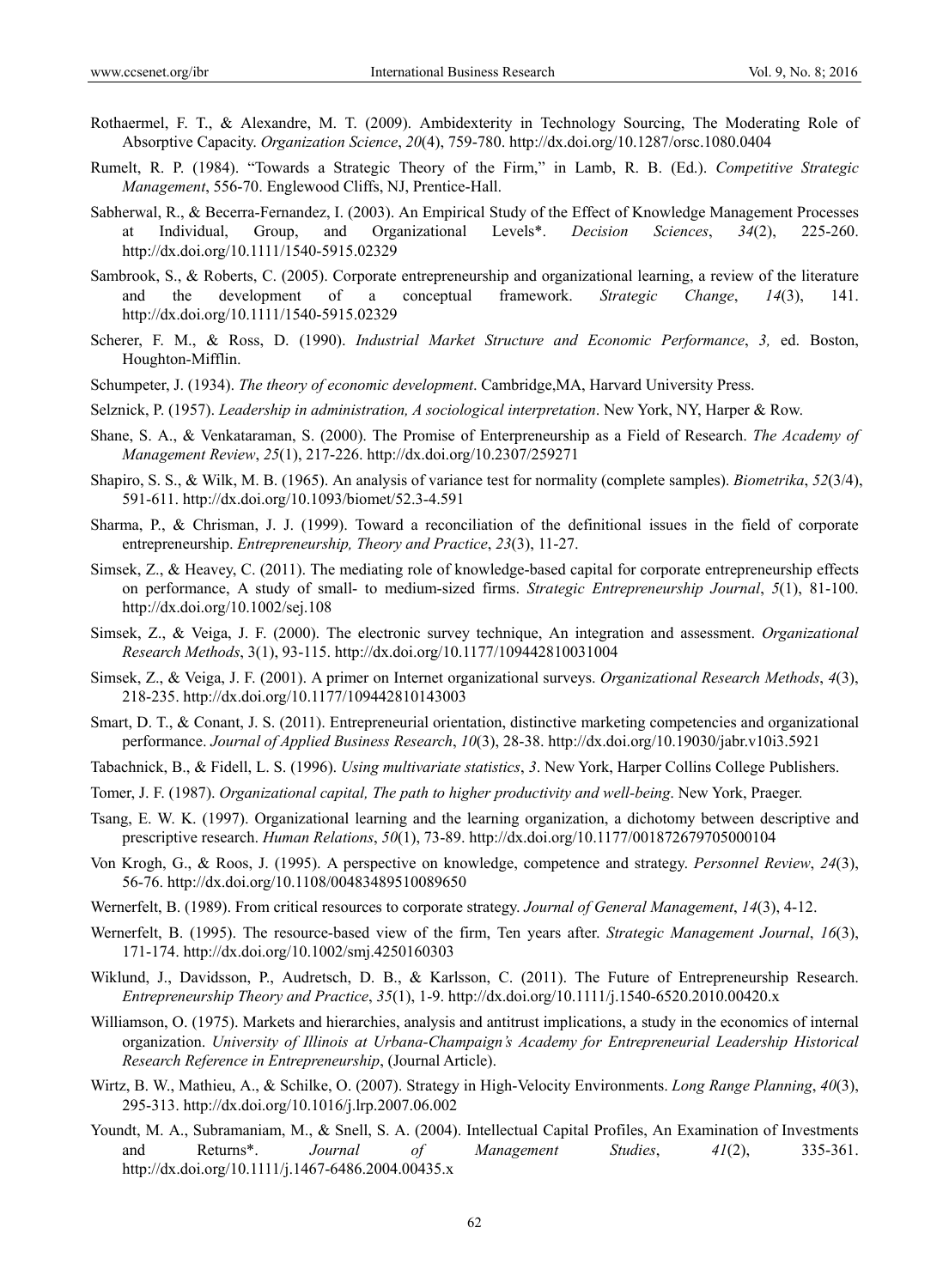Rothaermel, F. T., & Alexandre, M. T. (2009). Ambidexterity in Technology Sourcing, The Moderating Role of Absorptive Capacity. *Organization Science*, *20*(4), 759-780. http://dx.doi.org/10.1287/orsc.1080.0404

Rumelt, R. P. (1984). "Towards a Strategic Theory of the Firm," in Lamb, R. B. (Ed.). *Competitive Strategic Management*, 556-70. Englewood Cliffs, NJ, Prentice-Hall.

Sabherwal, R., & Becerra-Fernandez, I. (2003). An Empirical Study of the Effect of Knowledge Management Processes at Individual, Group, and Organizational Levels*. *Decision Sciences*, *34*(2), 225-260. http://dx.doi.org/10.1111/1540-5915.02329

Sambrook, S., & Roberts, C. (2005). Corporate entrepreneurship and organizational learning, a review of the literature and the development of a conceptual framework. *Strategic Change*, *14*(3), 141. http://dx.doi.org/10.1111/1540-5915.02329

Scherer, F. M., & Ross, D. (1990). *Industrial Market Structure and Economic Performance*, *3,* ed. Boston, Houghton-Mifflin.

Schumpeter, J. (1934). *The theory of economic development*. Cambridge,MA, Harvard University Press.

Selznick, P. (1957). *Leadership in administration, A sociological interpretation*. New York, NY, Harper & Row.

Shane, S. A., & Venkataraman, S. (2000). The Promise of Enterpreneurship as a Field of Research. *The Academy of Management Review*, *25*(1), 217-226. http://dx.doi.org/10.2307/259271

Shapiro, S. S., & Wilk, M. B. (1965). An analysis of variance test for normality (complete samples). *Biometrika*, *52*(3/4), 591-611. http://dx.doi.org/10.1093/biomet/52.3-4.591

Sharma, P., & Chrisman, J. J. (1999). Toward a reconciliation of the definitional issues in the field of corporate entrepreneurship. *Entrepreneurship, Theory and Practice*, *23*(3), 11-27.

Simsek, Z., & Heavey, C. (2011). The mediating role of knowledge-based capital for corporate entrepreneurship effects on performance, A study of small- to medium-sized firms. *Strategic Entrepreneurship Journal*, *5*(1), 81-100. http://dx.doi.org/10.1002/sej.108

Simsek, Z., & Veiga, J. F. (2000). The electronic survey technique, An integration and assessment. *Organizational Research Methods*, 3(1), 93-115. http://dx.doi.org/10.1177/109442810031004

Simsek, Z., & Veiga, J. F. (2001). A primer on Internet organizational surveys. *Organizational Research Methods*, *4*(3), 218-235. http://dx.doi.org/10.1177/109442810143003

Smart, D. T., & Conant, J. S. (2011). Entrepreneurial orientation, distinctive marketing competencies and organizational performance. *Journal of Applied Business Research*, *10*(3), 28-38. http://dx.doi.org/10.19030/jabr.v10i3.5921

Tabachnick, B., & Fidell, L. S. (1996). *Using multivariate statistics*, *3*. New York, Harper Collins College Publishers.

Tomer, J. F. (1987). *Organizational capital, The path to higher productivity and well-being*. New York, Praeger.

Tsang, E. W. K. (1997). Organizational learning and the learning organization, a dichotomy between descriptive and prescriptive research. *Human Relations*, *50*(1), 73-89. http://dx.doi.org/10.1177/001872679705000104

Von Krogh, G., & Roos, J. (1995). A perspective on knowledge, competence and strategy. *Personnel Review*, *24*(3), 56-76. http://dx.doi.org/10.1108/00483489510089650

Wernerfelt, B. (1989). From critical resources to corporate strategy. *Journal of General Management*, *14*(3), 4-12.

Wernerfelt, B. (1995). The resource-based view of the firm, Ten years after. *Strategic Management Journal*, *16*(3), 171-174. http://dx.doi.org/10.1002/smj.4250160303

Wiklund, J., Davidsson, P., Audretsch, D. B., & Karlsson, C. (2011). The Future of Entrepreneurship Research. *Entrepreneurship Theory and Practice*, *35*(1), 1-9. http://dx.doi.org/10.1111/j.1540-6520.2010.00420.x

Williamson, O. (1975). Markets and hierarchies, analysis and antitrust implications, a study in the economics of internal organization. *University of Illinois at Urbana-Champaign's Academy for Entrepreneurial Leadership Historical Research Reference in Entrepreneurship*, (Journal Article).

Wirtz, B. W., Mathieu, A., & Schilke, O. (2007). Strategy in High-Velocity Environments. *Long Range Planning*, *40*(3), 295-313. http://dx.doi.org/10.1016/j.lrp.2007.06.002

Youndt, M. A., Subramaniam, M., & Snell, S. A. (2004). Intellectual Capital Profiles, An Examination of Investments and Returns*. *Journal of Management Studies*, *41*(2), 335-361. http://dx.doi.org/10.1111/j.1467-6486.2004.00435.x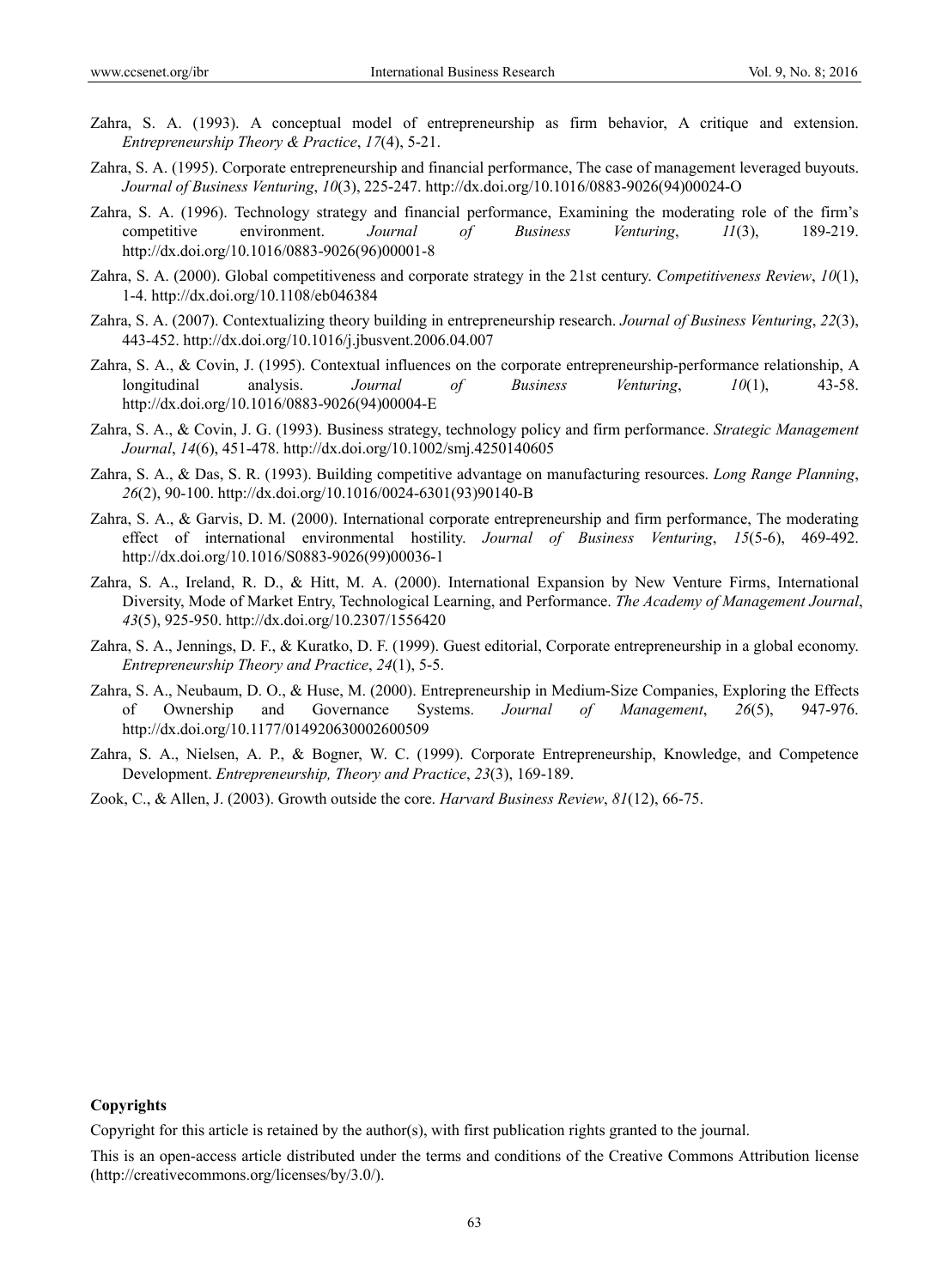Zahra, S. A. (1993). A conceptual model of entrepreneurship as firm behavior, A critique and extension. *Entrepreneurship Theory & Practice*, *17*(4), 5-21.

Zahra, S. A. (1995). Corporate entrepreneurship and financial performance, The case of management leveraged buyouts. *Journal of Business Venturing*, *10*(3), 225-247. http://dx.doi.org/10.1016/0883-9026(94)00024-O

Zahra, S. A. (1996). Technology strategy and financial performance, Examining the moderating role of the firm's competitive environment. *Journal of Business Venturing*, *11*(3), 189-219. http://dx.doi.org/10.1016/0883-9026(96)00001-8

Zahra, S. A. (2000). Global competitiveness and corporate strategy in the 21st century. *Competitiveness Review*, *10*(1), 1-4. http://dx.doi.org/10.1108/eb046384

Zahra, S. A. (2007). Contextualizing theory building in entrepreneurship research. *Journal of Business Venturing*, *22*(3), 443-452. http://dx.doi.org/10.1016/j.jbusvent.2006.04.007

Zahra, S. A., & Covin, J. (1995). Contextual influences on the corporate entrepreneurship-performance relationship, A longitudinal analysis. *Journal of Business Venturing*, *10*(1), 43-58. http://dx.doi.org/10.1016/0883-9026(94)00004-E

Zahra, S. A., & Covin, J. G. (1993). Business strategy, technology policy and firm performance. *Strategic Management Journal*, *14*(6), 451-478. http://dx.doi.org/10.1002/smj.4250140605

Zahra, S. A., & Das, S. R. (1993). Building competitive advantage on manufacturing resources. *Long Range Planning*, *26*(2), 90-100. http://dx.doi.org/10.1016/0024-6301(93)90140-B

Zahra, S. A., & Garvis, D. M. (2000). International corporate entrepreneurship and firm performance, The moderating effect of international environmental hostility. *Journal of Business Venturing*, *15*(5-6), 469-492. http://dx.doi.org/10.1016/S0883-9026(99)00036-1

Zahra, S. A., Ireland, R. D., & Hitt, M. A. (2000). International Expansion by New Venture Firms, International Diversity, Mode of Market Entry, Technological Learning, and Performance. *The Academy of Management Journal*, *43*(5), 925-950. http://dx.doi.org/10.2307/1556420

Zahra, S. A., Jennings, D. F., & Kuratko, D. F. (1999). Guest editorial, Corporate entrepreneurship in a global economy. *Entrepreneurship Theory and Practice*, *24*(1), 5-5.

Zahra, S. A., Neubaum, D. O., & Huse, M. (2000). Entrepreneurship in Medium-Size Companies, Exploring the Effects of Ownership and Governance Systems. *Journal of Management*, *26*(5), 947-976. http://dx.doi.org/10.1177/014920630002600509

Zahra, S. A., Nielsen, A. P., & Bogner, W. C. (1999). Corporate Entrepreneurship, Knowledge, and Competence Development. *Entrepreneurship, Theory and Practice*, *23*(3), 169-189.

Zook, C., & Allen, J. (2003). Growth outside the core. *Harvard Business Review*, *81*(12), 66-75.

**Copyrights**

Copyright for this article is retained by the author(s), with first publication rights granted to the journal.

This is an open-access article distributed under the terms and conditions of the Creative Commons Attribution license (http://creativecommons.org/licenses/by/3.0/).